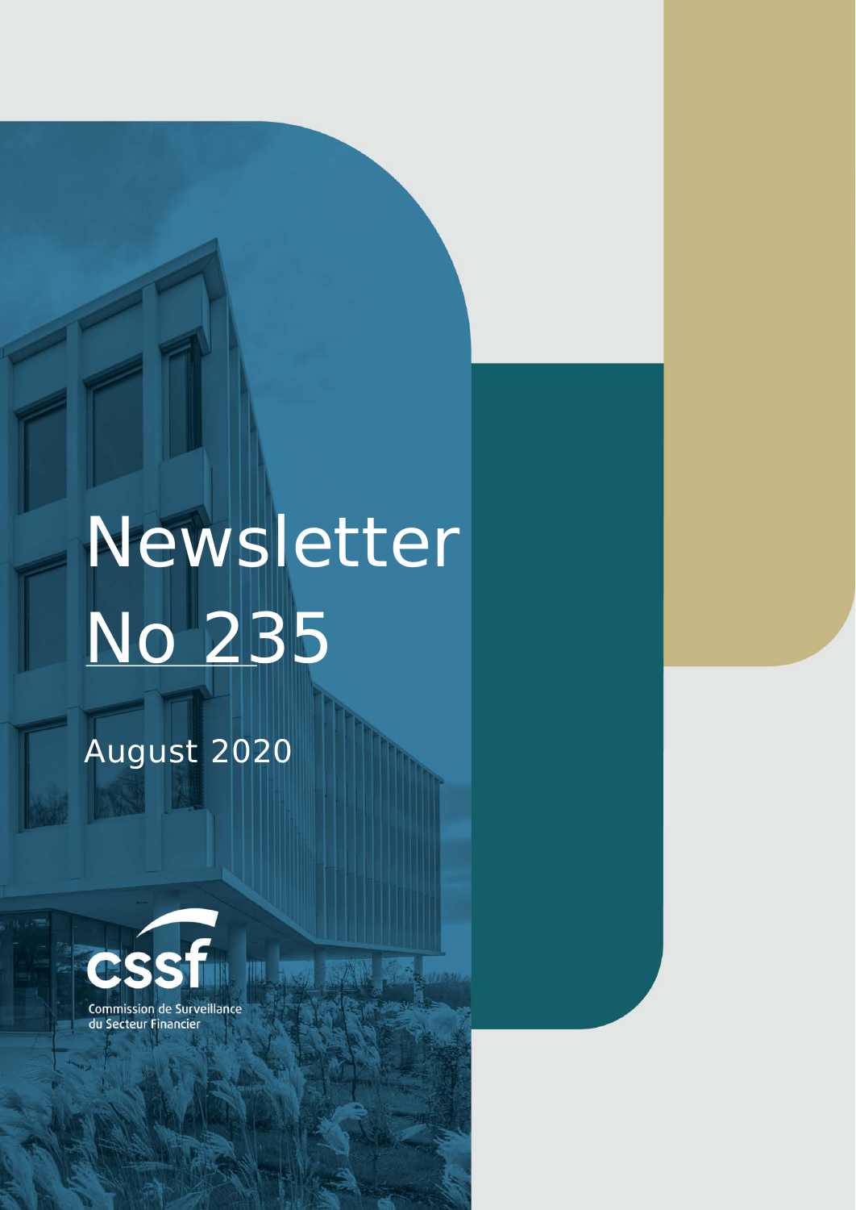# Newsletter No 235

August 2020

Commission de Surveillance du Secteur Financier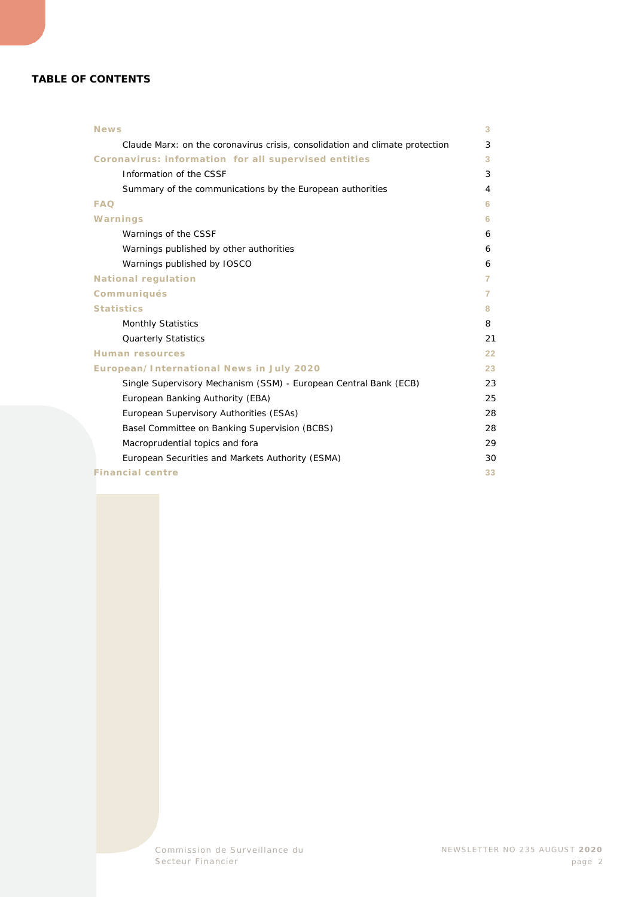**TABLE OF CONTENTS**

| | |
|---|---|
| **News** | 3 |
| Claude Marx: on the coronavirus crisis, consolidation and climate protection | 3 |
| **Coronavirus: information for all supervised entities** | 3 |
| Information of the CSSF | 3 |
| Summary of the communications by the European authorities | 4 |
| **FAQ** | 6 |
| **Warnings** | 6 |
| Warnings of the CSSF | 6 |
| Warnings published by other authorities | 6 |
| Warnings published by IOSCO | 6 |
| **National regulation** | 7 |
| **Communiqués** | 7 |
| **Statistics** | 8 |
| Monthly Statistics | 8 |
| Quarterly Statistics | 21 |
| **Human resources** | 22 |
| **European/International News in July 2020** | 23 |
| Single Supervisory Mechanism (SSM) - European Central Bank (ECB) | 23 |
| European Banking Authority (EBA) | 25 |
| European Supervisory Authorities (ESAs) | 28 |
| Basel Committee on Banking Supervision (BCBS) | 28 |
| Macroprudential topics and fora | 29 |
| European Securities and Markets Authority (ESMA) | 30 |
| **Financial centre** | 33 |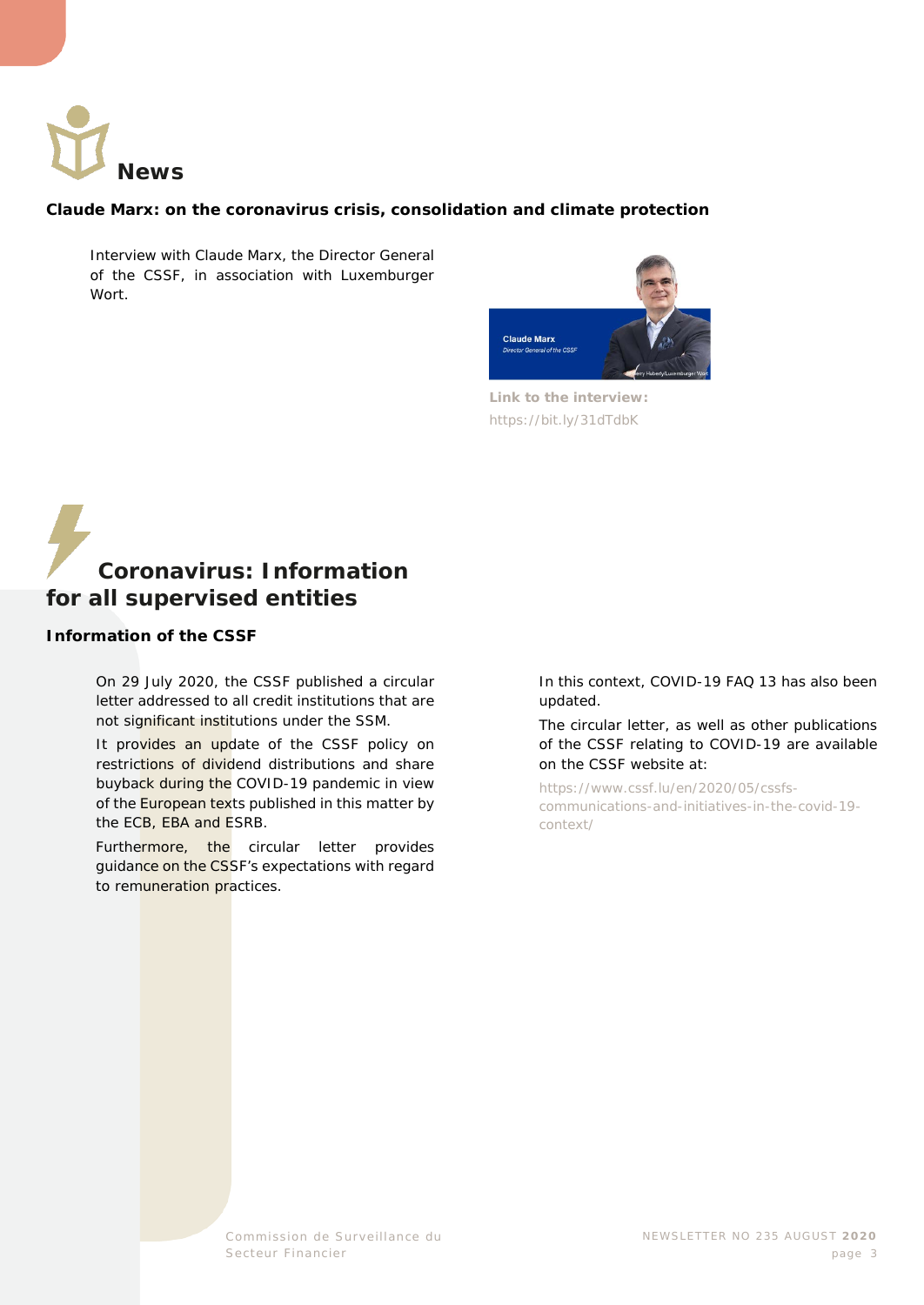# News

### Claude Marx: on the coronavirus crisis, consolidation and climate protection

Interview with Claude Marx, the Director General of the CSSF, in association with Luxemburger Wort.

**Link to the interview:**
https://bit.ly/31dTdbK

# Coronavirus: Information for all supervised entities

### Information of the CSSF

On 29 July 2020, the CSSF published a circular letter addressed to all credit institutions that are not significant institutions under the SSM.

It provides an update of the CSSF policy on restrictions of dividend distributions and share buyback during the COVID-19 pandemic in view of the European texts published in this matter by the ECB, EBA and ESRB.

Furthermore, the circular letter provides guidance on the CSSF's expectations with regard to remuneration practices.

In this context, COVID-19 FAQ 13 has also been updated.

The circular letter, as well as other publications of the CSSF relating to COVID-19 are available on the CSSF website at:

https://www.cssf.lu/en/2020/05/cssfs-communications-and-initiatives-in-the-covid-19-context/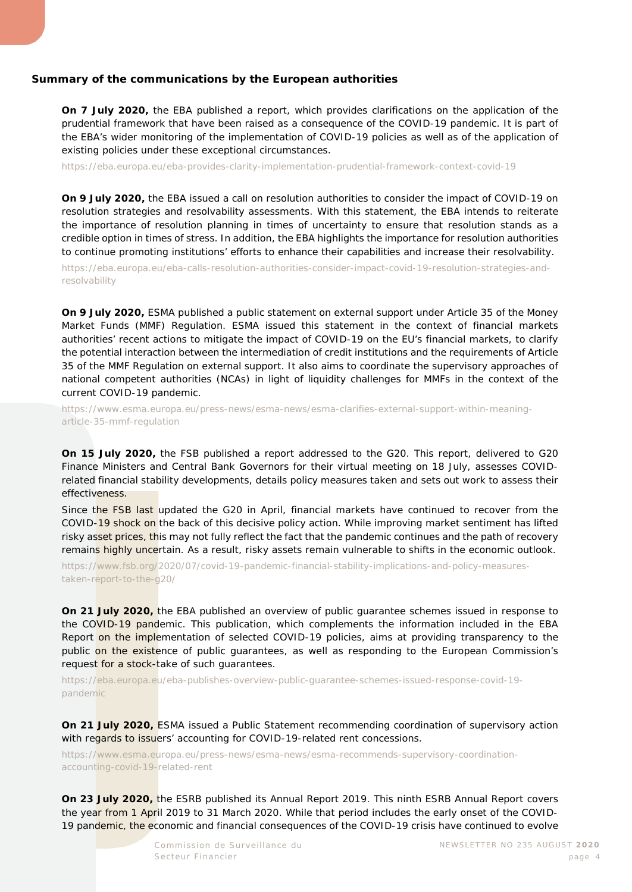### Summary of the communications by the European authorities

**On 7 July 2020,** the EBA published a report, which provides clarifications on the application of the prudential framework that have been raised as a consequence of the COVID-19 pandemic. It is part of the EBA's wider monitoring of the implementation of COVID-19 policies as well as of the application of existing policies under these exceptional circumstances.

https://eba.europa.eu/eba-provides-clarity-implementation-prudential-framework-context-covid-19

**On 9 July 2020,** the EBA issued a call on resolution authorities to consider the impact of COVID-19 on resolution strategies and resolvability assessments. With this statement, the EBA intends to reiterate the importance of resolution planning in times of uncertainty to ensure that resolution stands as a credible option in times of stress. In addition, the EBA highlights the importance for resolution authorities to continue promoting institutions' efforts to enhance their capabilities and increase their resolvability.

https://eba.europa.eu/eba-calls-resolution-authorities-consider-impact-covid-19-resolution-strategies-and-resolvability

**On 9 July 2020,** ESMA published a public statement on external support under Article 35 of the Money Market Funds (MMF) Regulation. ESMA issued this statement in the context of financial markets authorities' recent actions to mitigate the impact of COVID-19 on the EU's financial markets, to clarify the potential interaction between the intermediation of credit institutions and the requirements of Article 35 of the MMF Regulation on external support. It also aims to coordinate the supervisory approaches of national competent authorities (NCAs) in light of liquidity challenges for MMFs in the context of the current COVID-19 pandemic.

https://www.esma.europa.eu/press-news/esma-news/esma-clarifies-external-support-within-meaning-article-35-mmf-regulation

**On 15 July 2020,** the FSB published a report addressed to the G20. This report, delivered to G20 Finance Ministers and Central Bank Governors for their virtual meeting on 18 July, assesses COVID-related financial stability developments, details policy measures taken and sets out work to assess their effectiveness.

Since the FSB last updated the G20 in April, financial markets have continued to recover from the COVID-19 shock on the back of this decisive policy action. While improving market sentiment has lifted risky asset prices, this may not fully reflect the fact that the pandemic continues and the path of recovery remains highly uncertain. As a result, risky assets remain vulnerable to shifts in the economic outlook.

https://www.fsb.org/2020/07/covid-19-pandemic-financial-stability-implications-and-policy-measures-taken-report-to-the-g20/

**On 21 July 2020,** the EBA published an overview of public guarantee schemes issued in response to the COVID-19 pandemic. This publication, which complements the information included in the EBA Report on the implementation of selected COVID-19 policies, aims at providing transparency to the public on the existence of public guarantees, as well as responding to the European Commission's request for a stock-take of such guarantees.

https://eba.europa.eu/eba-publishes-overview-public-guarantee-schemes-issued-response-covid-19-pandemic

**On 21 July 2020,** ESMA issued a Public Statement recommending coordination of supervisory action with regards to issuers' accounting for COVID-19-related rent concessions.

https://www.esma.europa.eu/press-news/esma-news/esma-recommends-supervisory-coordination-accounting-covid-19-related-rent

**On 23 July 2020,** the ESRB published its Annual Report 2019. This ninth ESRB Annual Report covers the year from 1 April 2019 to 31 March 2020. While that period includes the early onset of the COVID-19 pandemic, the economic and financial consequences of the COVID-19 crisis have continued to evolve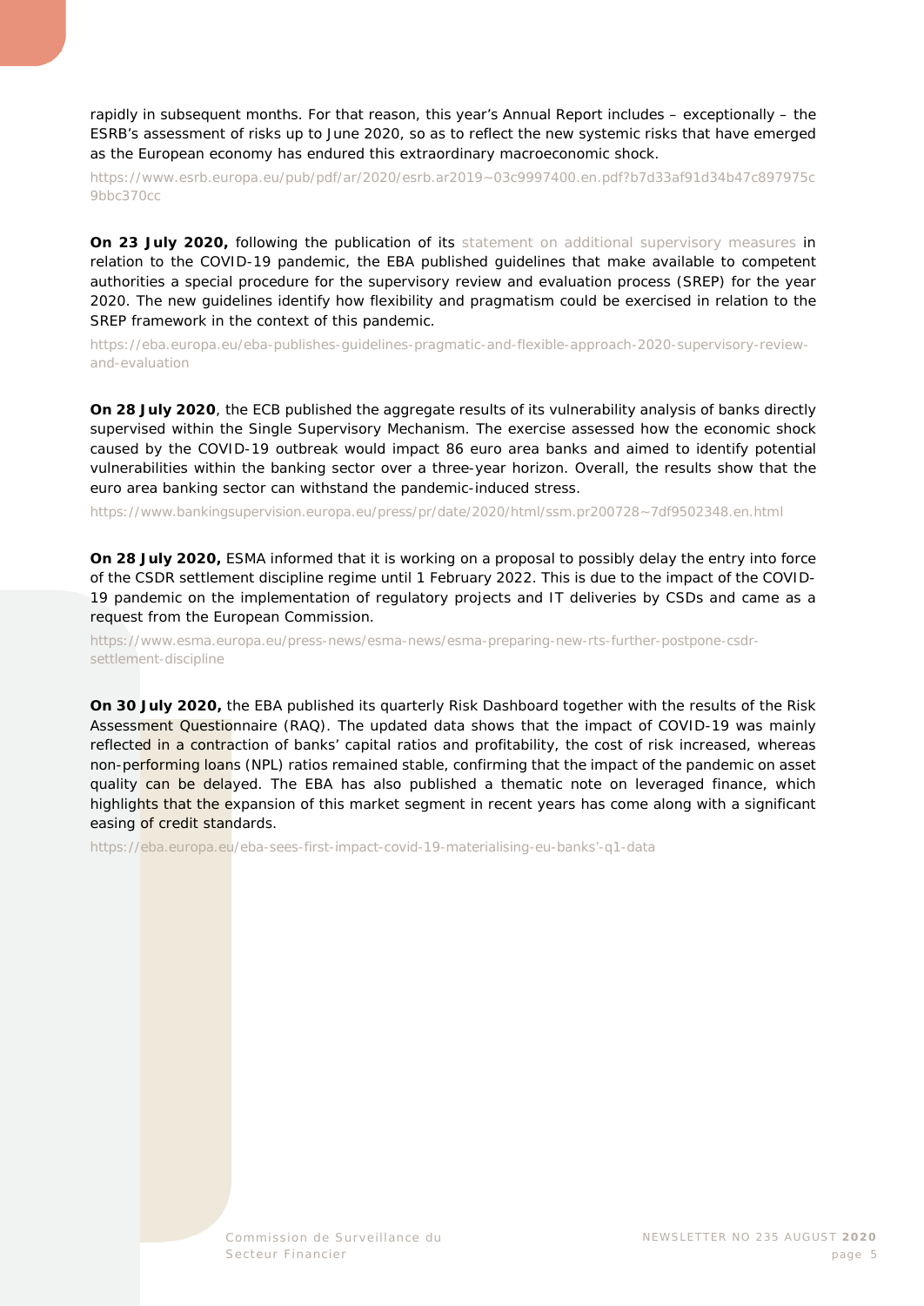rapidly in subsequent months. For that reason, this year's Annual Report includes – exceptionally – the ESRB's assessment of risks up to June 2020, so as to reflect the new systemic risks that have emerged as the European economy has endured this extraordinary macroeconomic shock.

https://www.esrb.europa.eu/pub/pdf/ar/2020/esrb.ar2019~03c9997400.en.pdf?b7d33af91d34b47c897975c9bbc370cc

**On 23 July 2020,** following the publication of its statement on additional supervisory measures in relation to the COVID-19 pandemic, the EBA published guidelines that make available to competent authorities a special procedure for the supervisory review and evaluation process (SREP) for the year 2020. The new guidelines identify how flexibility and pragmatism could be exercised in relation to the SREP framework in the context of this pandemic.

https://eba.europa.eu/eba-publishes-guidelines-pragmatic-and-flexible-approach-2020-supervisory-review-and-evaluation

**On 28 July 2020**, the ECB published the aggregate results of its vulnerability analysis of banks directly supervised within the Single Supervisory Mechanism. The exercise assessed how the economic shock caused by the COVID-19 outbreak would impact 86 euro area banks and aimed to identify potential vulnerabilities within the banking sector over a three-year horizon. Overall, the results show that the euro area banking sector can withstand the pandemic-induced stress.

https://www.bankingsupervision.europa.eu/press/pr/date/2020/html/ssm.pr200728~7df9502348.en.html

**On 28 July 2020,** ESMA informed that it is working on a proposal to possibly delay the entry into force of the CSDR settlement discipline regime until 1 February 2022. This is due to the impact of the COVID-19 pandemic on the implementation of regulatory projects and IT deliveries by CSDs and came as a request from the European Commission.

https://www.esma.europa.eu/press-news/esma-news/esma-preparing-new-rts-further-postpone-csdr-settlement-discipline

**On 30 July 2020,** the EBA published its quarterly Risk Dashboard together with the results of the Risk Assessment Questionnaire (RAQ). The updated data shows that the impact of COVID-19 was mainly reflected in a contraction of banks' capital ratios and profitability, the cost of risk increased, whereas non-performing loans (NPL) ratios remained stable, confirming that the impact of the pandemic on asset quality can be delayed. The EBA has also published a thematic note on leveraged finance, which highlights that the expansion of this market segment in recent years has come along with a significant easing of credit standards.

https://eba.europa.eu/eba-sees-first-impact-covid-19-materialising-eu-banks'-q1-data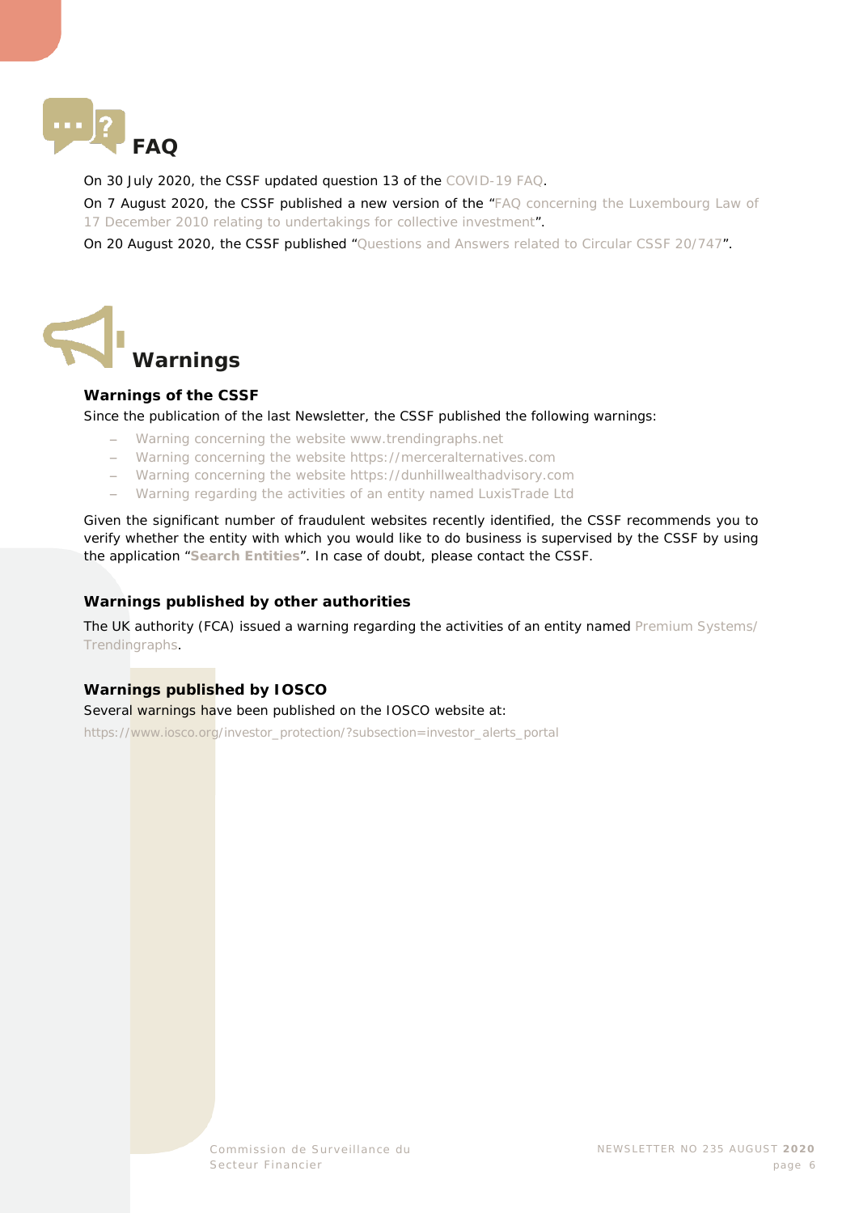# FAQ

On 30 July 2020, the CSSF updated question 13 of the COVID-19 FAQ.

On 7 August 2020, the CSSF published a new version of the "FAQ concerning the Luxembourg Law of 17 December 2010 relating to undertakings for collective investment".

On 20 August 2020, the CSSF published "Questions and Answers related to Circular CSSF 20/747".

# Warnings

### Warnings of the CSSF

Since the publication of the last Newsletter, the CSSF published the following warnings:

- Warning concerning the website www.trendingraphs.net
- Warning concerning the website https://merceralternatives.com
- Warning concerning the website https://dunhillwealthadvisory.com
- Warning regarding the activities of an entity named LuxisTrade Ltd

Given the significant number of fraudulent websites recently identified, the CSSF recommends you to verify whether the entity with which you would like to do business is supervised by the CSSF by using the application "**Search Entities**". In case of doubt, please contact the CSSF.

### Warnings published by other authorities

The UK authority (FCA) issued a warning regarding the activities of an entity named Premium Systems/ Trendingraphs.

### Warnings published by IOSCO

Several warnings have been published on the IOSCO website at:

https://www.iosco.org/investor_protection/?subsection=investor_alerts_portal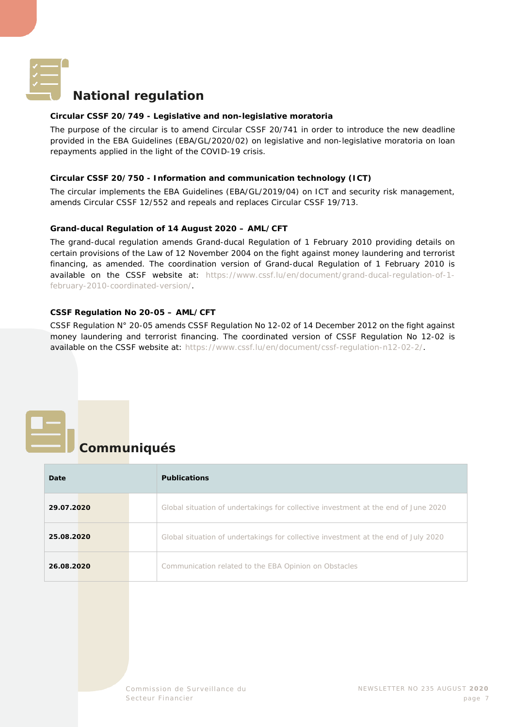## National regulation

### Circular CSSF 20/749 - Legislative and non-legislative moratoria

The purpose of the circular is to amend Circular CSSF 20/741 in order to introduce the new deadline provided in the EBA Guidelines (EBA/GL/2020/02) on legislative and non-legislative moratoria on loan repayments applied in the light of the COVID-19 crisis.

### Circular CSSF 20/750 - Information and communication technology (ICT)

The circular implements the EBA Guidelines (EBA/GL/2019/04) on ICT and security risk management, amends Circular CSSF 12/552 and repeals and replaces Circular CSSF 19/713.

### Grand-ducal Regulation of 14 August 2020 – AML/CFT

The grand-ducal regulation amends Grand-ducal Regulation of 1 February 2010 providing details on certain provisions of the Law of 12 November 2004 on the fight against money laundering and terrorist financing, as amended. The coordination version of Grand-ducal Regulation of 1 February 2010 is available on the CSSF website at: https://www.cssf.lu/en/document/grand-ducal-regulation-of-1-february-2010-coordinated-version/.

### CSSF Regulation No 20-05 – AML/CFT

CSSF Regulation N° 20-05 amends CSSF Regulation No 12-02 of 14 December 2012 on the fight against money laundering and terrorist financing. The coordinated version of CSSF Regulation No 12-02 is available on the CSSF website at: https://www.cssf.lu/en/document/cssf-regulation-n12-02-2/.

## Communiqués

| Date | Publications |
|---|---|
| **29.07.2020** | Global situation of undertakings for collective investment at the end of June 2020 |
| **25.08.2020** | Global situation of undertakings for collective investment at the end of July 2020 |
| **26.08.2020** | Communication related to the EBA Opinion on Obstacles |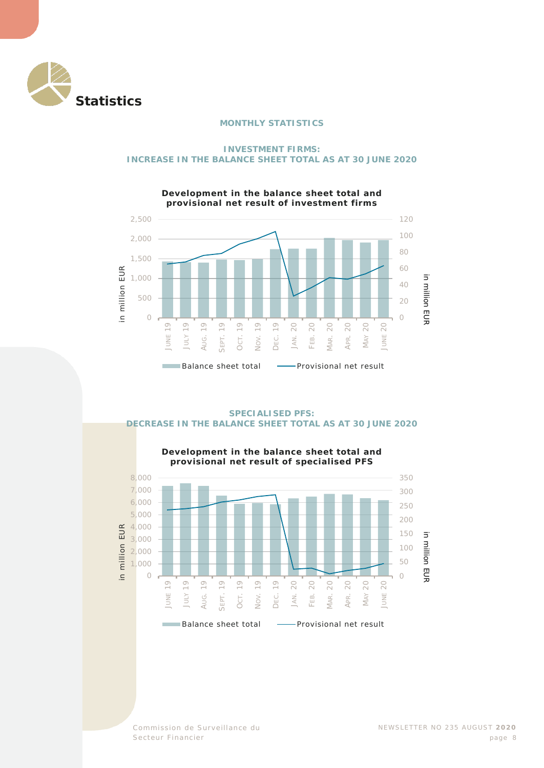# Statistics

## MONTHLY STATISTICS

### INVESTMENT FIRMS: INCREASE IN THE BALANCE SHEET TOTAL AS AT 30 JUNE 2020

**Development in the balance sheet total and provisional net result of investment firms**

### SPECIALISED PFS: DECREASE IN THE BALANCE SHEET TOTAL AS AT 30 JUNE 2020

**Development in the balance sheet total and provisional net result of specialised PFS**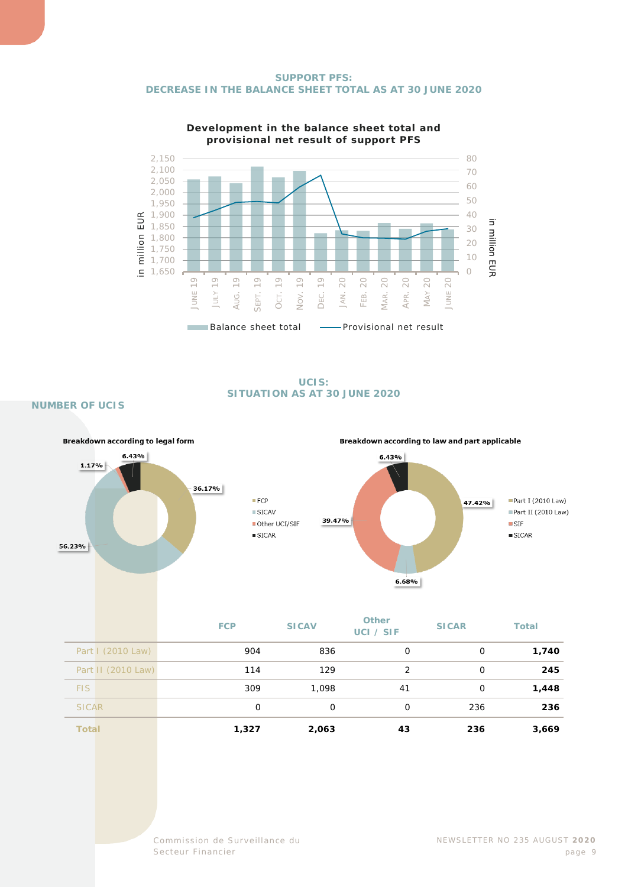## SUPPORT PFS: DECREASE IN THE BALANCE SHEET TOTAL AS AT 30 JUNE 2020

**Development in the balance sheet total and provisional net result of support PFS**

Balance sheet total — Provisional net result

## UCIS: SITUATION AS AT 30 JUNE 2020

### NUMBER OF UCIS

**Breakdown according to legal form**

FCP 36.17% · SICAV 56.23% · Other UCI/SIF 1.17% · SICAR 6.43%

**Breakdown according to law and part applicable**

Part I (2010 Law) 47.42% · Part II (2010 Law) 6.68% · SIF 39.47% · SICAR 6.43%

| | FCP | SICAV | Other UCI / SIF | SICAR | Total |
|---|---|---|---|---|---|
| Part I (2010 Law) | 904 | 836 | 0 | 0 | **1,740** |
| Part II (2010 Law) | 114 | 129 | 2 | 0 | **245** |
| FIS | 309 | 1,098 | 41 | 0 | **1,448** |
| SICAR | 0 | 0 | 0 | 236 | **236** |
| **Total** | **1,327** | **2,063** | **43** | **236** | **3,669** |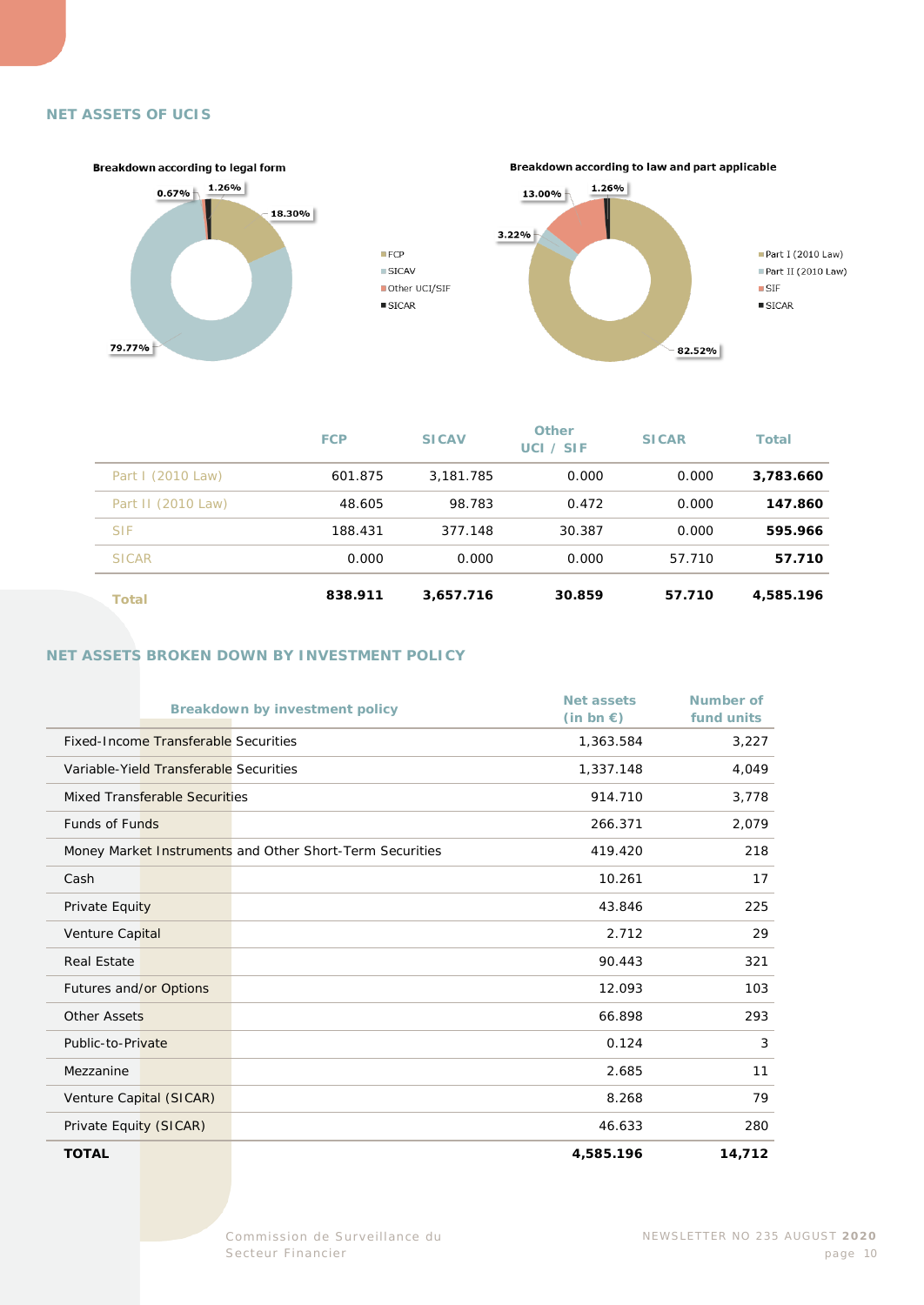## NET ASSETS OF UCIS

**Breakdown according to legal form**

0.67% · 1.26% · 18.30% · 79.77%

- FCP
- SICAV
- Other UCI/SIF
- SICAR

**Breakdown according to law and part applicable**

13.00% · 1.26% · 3.22% · 82.52%

- Part I (2010 Law)
- Part II (2010 Law)
- SIF
- SICAR

| | FCP | SICAV | Other UCI / SIF | SICAR | Total |
|---|---|---|---|---|---|
| Part I (2010 Law) | 601.875 | 3,181.785 | 0.000 | 0.000 | **3,783.660** |
| Part II (2010 Law) | 48.605 | 98.783 | 0.472 | 0.000 | **147.860** |
| SIF | 188.431 | 377.148 | 30.387 | 0.000 | **595.966** |
| SICAR | 0.000 | 0.000 | 0.000 | 57.710 | **57.710** |
| **Total** | **838.911** | **3,657.716** | **30.859** | **57.710** | **4,585.196** |

## NET ASSETS BROKEN DOWN BY INVESTMENT POLICY

| Breakdown by investment policy | Net assets (in bn €) | Number of fund units |
|---|---|---|
| Fixed-Income Transferable Securities | 1,363.584 | 3,227 |
| Variable-Yield Transferable Securities | 1,337.148 | 4,049 |
| Mixed Transferable Securities | 914.710 | 3,778 |
| Funds of Funds | 266.371 | 2,079 |
| Money Market Instruments and Other Short-Term Securities | 419.420 | 218 |
| Cash | 10.261 | 17 |
| Private Equity | 43.846 | 225 |
| Venture Capital | 2.712 | 29 |
| Real Estate | 90.443 | 321 |
| Futures and/or Options | 12.093 | 103 |
| Other Assets | 66.898 | 293 |
| Public-to-Private | 0.124 | 3 |
| Mezzanine | 2.685 | 11 |
| Venture Capital (SICAR) | 8.268 | 79 |
| Private Equity (SICAR) | 46.633 | 280 |
| **TOTAL** | **4,585.196** | **14,712** |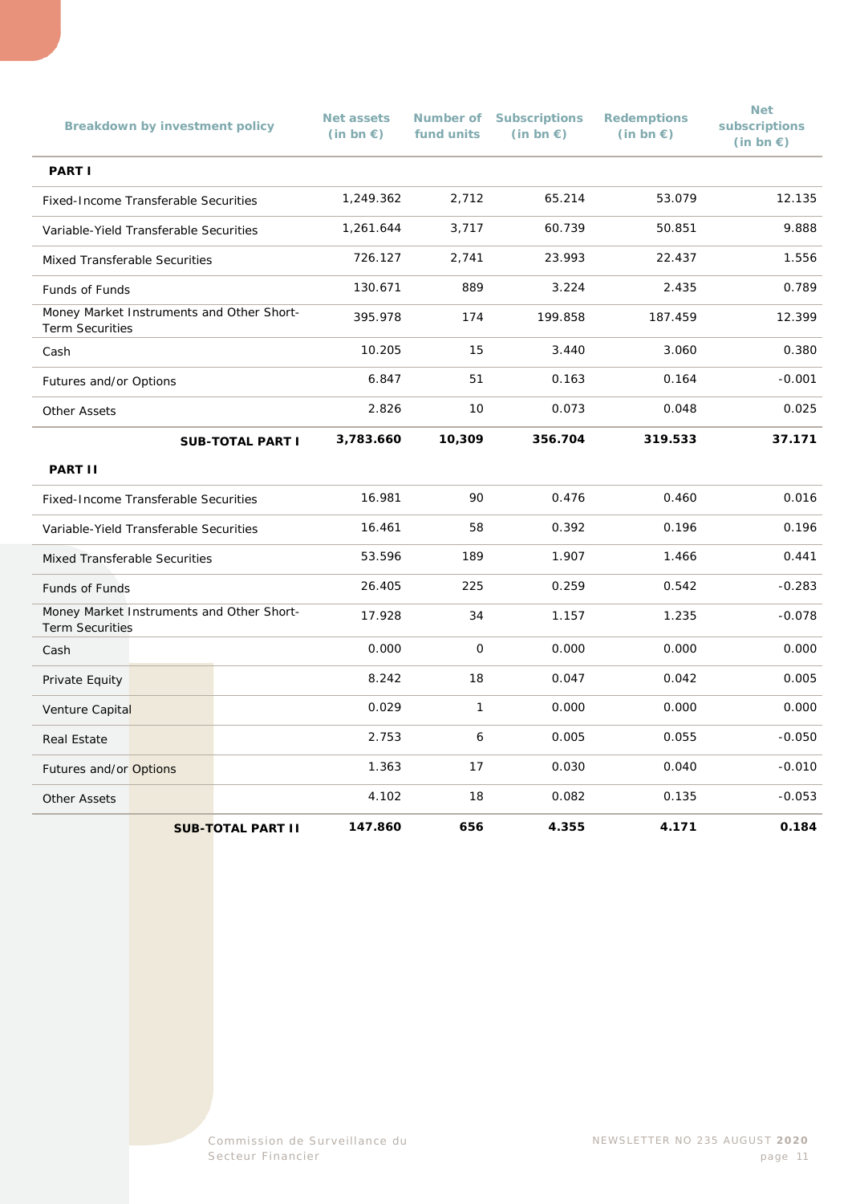| Breakdown by investment policy | Net assets (in bn €) | Number of fund units | Subscriptions (in bn €) | Redemptions (in bn €) | Net subscriptions (in bn €) |
|---|---|---|---|---|---|
| **PART I** | | | | | |
| Fixed-Income Transferable Securities | 1,249.362 | 2,712 | 65.214 | 53.079 | 12.135 |
| Variable-Yield Transferable Securities | 1,261.644 | 3,717 | 60.739 | 50.851 | 9.888 |
| Mixed Transferable Securities | 726.127 | 2,741 | 23.993 | 22.437 | 1.556 |
| Funds of Funds | 130.671 | 889 | 3.224 | 2.435 | 0.789 |
| Money Market Instruments and Other Short-Term Securities | 395.978 | 174 | 199.858 | 187.459 | 12.399 |
| Cash | 10.205 | 15 | 3.440 | 3.060 | 0.380 |
| Futures and/or Options | 6.847 | 51 | 0.163 | 0.164 | -0.001 |
| Other Assets | 2.826 | 10 | 0.073 | 0.048 | 0.025 |
| **SUB-TOTAL PART I** | **3,783.660** | **10,309** | **356.704** | **319.533** | **37.171** |
| **PART II** | | | | | |
| Fixed-Income Transferable Securities | 16.981 | 90 | 0.476 | 0.460 | 0.016 |
| Variable-Yield Transferable Securities | 16.461 | 58 | 0.392 | 0.196 | 0.196 |
| Mixed Transferable Securities | 53.596 | 189 | 1.907 | 1.466 | 0.441 |
| Funds of Funds | 26.405 | 225 | 0.259 | 0.542 | -0.283 |
| Money Market Instruments and Other Short-Term Securities | 17.928 | 34 | 1.157 | 1.235 | -0.078 |
| Cash | 0.000 | 0 | 0.000 | 0.000 | 0.000 |
| Private Equity | 8.242 | 18 | 0.047 | 0.042 | 0.005 |
| Venture Capital | 0.029 | 1 | 0.000 | 0.000 | 0.000 |
| Real Estate | 2.753 | 6 | 0.005 | 0.055 | -0.050 |
| Futures and/or Options | 1.363 | 17 | 0.030 | 0.040 | -0.010 |
| Other Assets | 4.102 | 18 | 0.082 | 0.135 | -0.053 |
| **SUB-TOTAL PART II** | **147.860** | **656** | **4.355** | **4.171** | **0.184** |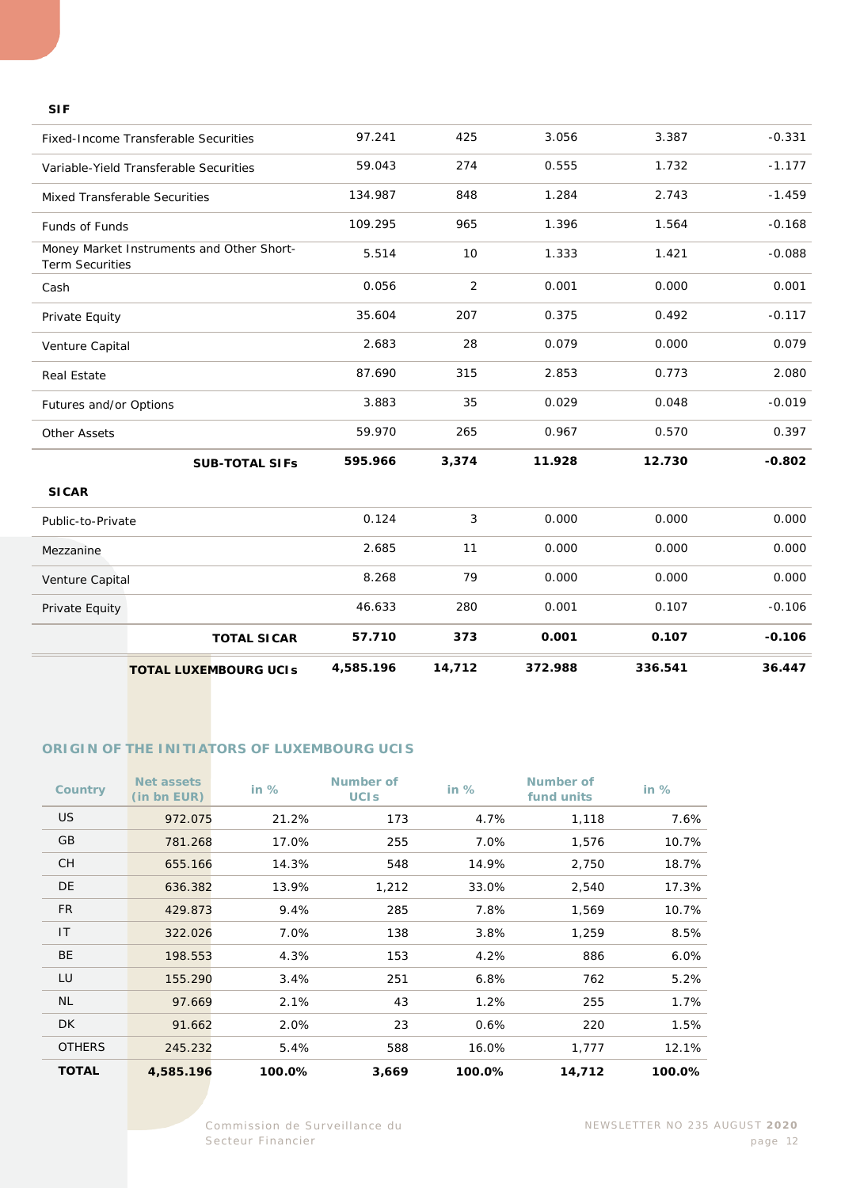| | | | | | |
|---|---|---|---|---|---|
| **SIF** | | | | | |
| Fixed-Income Transferable Securities | 97.241 | 425 | 3.056 | 3.387 | -0.331 |
| Variable-Yield Transferable Securities | 59.043 | 274 | 0.555 | 1.732 | -1.177 |
| Mixed Transferable Securities | 134.987 | 848 | 1.284 | 2.743 | -1.459 |
| Funds of Funds | 109.295 | 965 | 1.396 | 1.564 | -0.168 |
| Money Market Instruments and Other Short-Term Securities | 5.514 | 10 | 1.333 | 1.421 | -0.088 |
| Cash | 0.056 | 2 | 0.001 | 0.000 | 0.001 |
| Private Equity | 35.604 | 207 | 0.375 | 0.492 | -0.117 |
| Venture Capital | 2.683 | 28 | 0.079 | 0.000 | 0.079 |
| Real Estate | 87.690 | 315 | 2.853 | 0.773 | 2.080 |
| Futures and/or Options | 3.883 | 35 | 0.029 | 0.048 | -0.019 |
| Other Assets | 59.970 | 265 | 0.967 | 0.570 | 0.397 |
| **SUB-TOTAL SIFs** | **595.966** | **3,374** | **11.928** | **12.730** | **-0.802** |
| **SICAR** | | | | | |
| Public-to-Private | 0.124 | 3 | 0.000 | 0.000 | 0.000 |
| Mezzanine | 2.685 | 11 | 0.000 | 0.000 | 0.000 |
| Venture Capital | 8.268 | 79 | 0.000 | 0.000 | 0.000 |
| Private Equity | 46.633 | 280 | 0.001 | 0.107 | -0.106 |
| **TOTAL SICAR** | **57.710** | **373** | **0.001** | **0.107** | **-0.106** |
| **TOTAL LUXEMBOURG UCIs** | **4,585.196** | **14,712** | **372.988** | **336.541** | **36.447** |

## ORIGIN OF THE INITIATORS OF LUXEMBOURG UCIS

| Country | Net assets (in bn EUR) | in % | Number of UCIs | in % | Number of fund units | in % |
|---|---|---|---|---|---|---|
| US | 972.075 | 21.2% | 173 | 4.7% | 1,118 | 7.6% |
| GB | 781.268 | 17.0% | 255 | 7.0% | 1,576 | 10.7% |
| CH | 655.166 | 14.3% | 548 | 14.9% | 2,750 | 18.7% |
| DE | 636.382 | 13.9% | 1,212 | 33.0% | 2,540 | 17.3% |
| FR | 429.873 | 9.4% | 285 | 7.8% | 1,569 | 10.7% |
| IT | 322.026 | 7.0% | 138 | 3.8% | 1,259 | 8.5% |
| BE | 198.553 | 4.3% | 153 | 4.2% | 886 | 6.0% |
| LU | 155.290 | 3.4% | 251 | 6.8% | 762 | 5.2% |
| NL | 97.669 | 2.1% | 43 | 1.2% | 255 | 1.7% |
| DK | 91.662 | 2.0% | 23 | 0.6% | 220 | 1.5% |
| OTHERS | 245.232 | 5.4% | 588 | 16.0% | 1,777 | 12.1% |
| **TOTAL** | **4,585.196** | **100.0%** | **3,669** | **100.0%** | **14,712** | **100.0%** |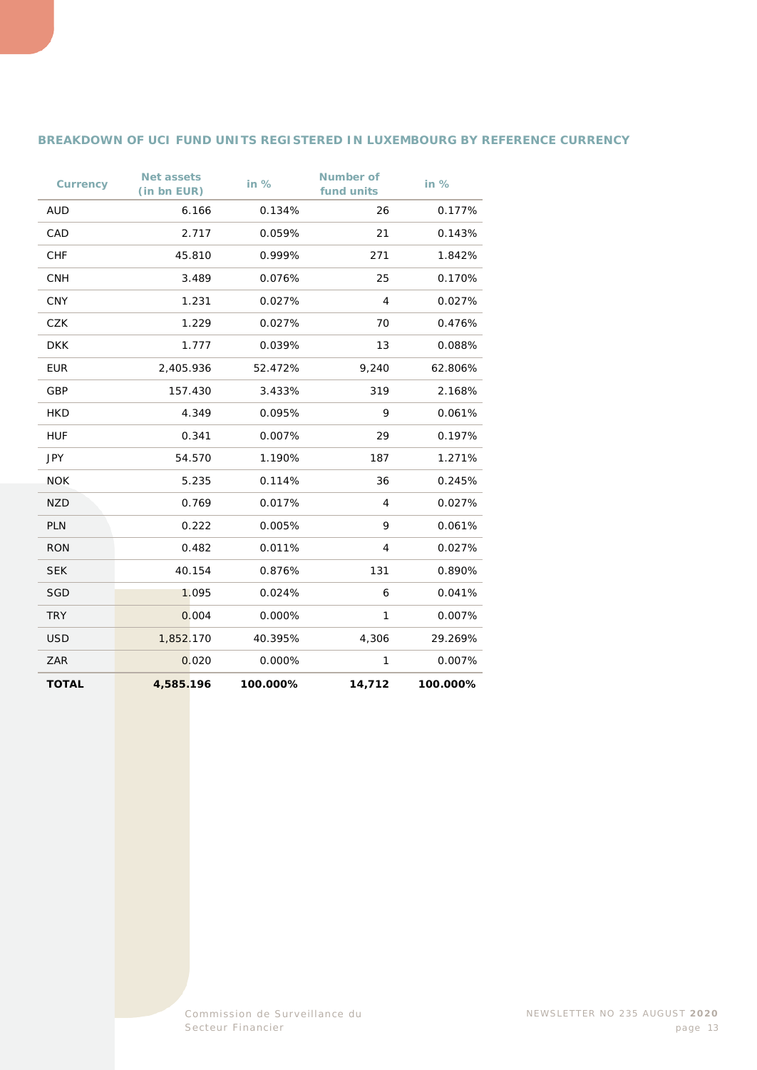## BREAKDOWN OF UCI FUND UNITS REGISTERED IN LUXEMBOURG BY REFERENCE CURRENCY

| Currency | Net assets (in bn EUR) | in % | Number of fund units | in % |
|---|---|---|---|---|
| AUD | 6.166 | 0.134% | 26 | 0.177% |
| CAD | 2.717 | 0.059% | 21 | 0.143% |
| CHF | 45.810 | 0.999% | 271 | 1.842% |
| CNH | 3.489 | 0.076% | 25 | 0.170% |
| CNY | 1.231 | 0.027% | 4 | 0.027% |
| CZK | 1.229 | 0.027% | 70 | 0.476% |
| DKK | 1.777 | 0.039% | 13 | 0.088% |
| EUR | 2,405.936 | 52.472% | 9,240 | 62.806% |
| GBP | 157.430 | 3.433% | 319 | 2.168% |
| HKD | 4.349 | 0.095% | 9 | 0.061% |
| HUF | 0.341 | 0.007% | 29 | 0.197% |
| JPY | 54.570 | 1.190% | 187 | 1.271% |
| NOK | 5.235 | 0.114% | 36 | 0.245% |
| NZD | 0.769 | 0.017% | 4 | 0.027% |
| PLN | 0.222 | 0.005% | 9 | 0.061% |
| RON | 0.482 | 0.011% | 4 | 0.027% |
| SEK | 40.154 | 0.876% | 131 | 0.890% |
| SGD | 1.095 | 0.024% | 6 | 0.041% |
| TRY | 0.004 | 0.000% | 1 | 0.007% |
| USD | 1,852.170 | 40.395% | 4,306 | 29.269% |
| ZAR | 0.020 | 0.000% | 1 | 0.007% |
| **TOTAL** | **4,585.196** | **100.000%** | **14,712** | **100.000%** |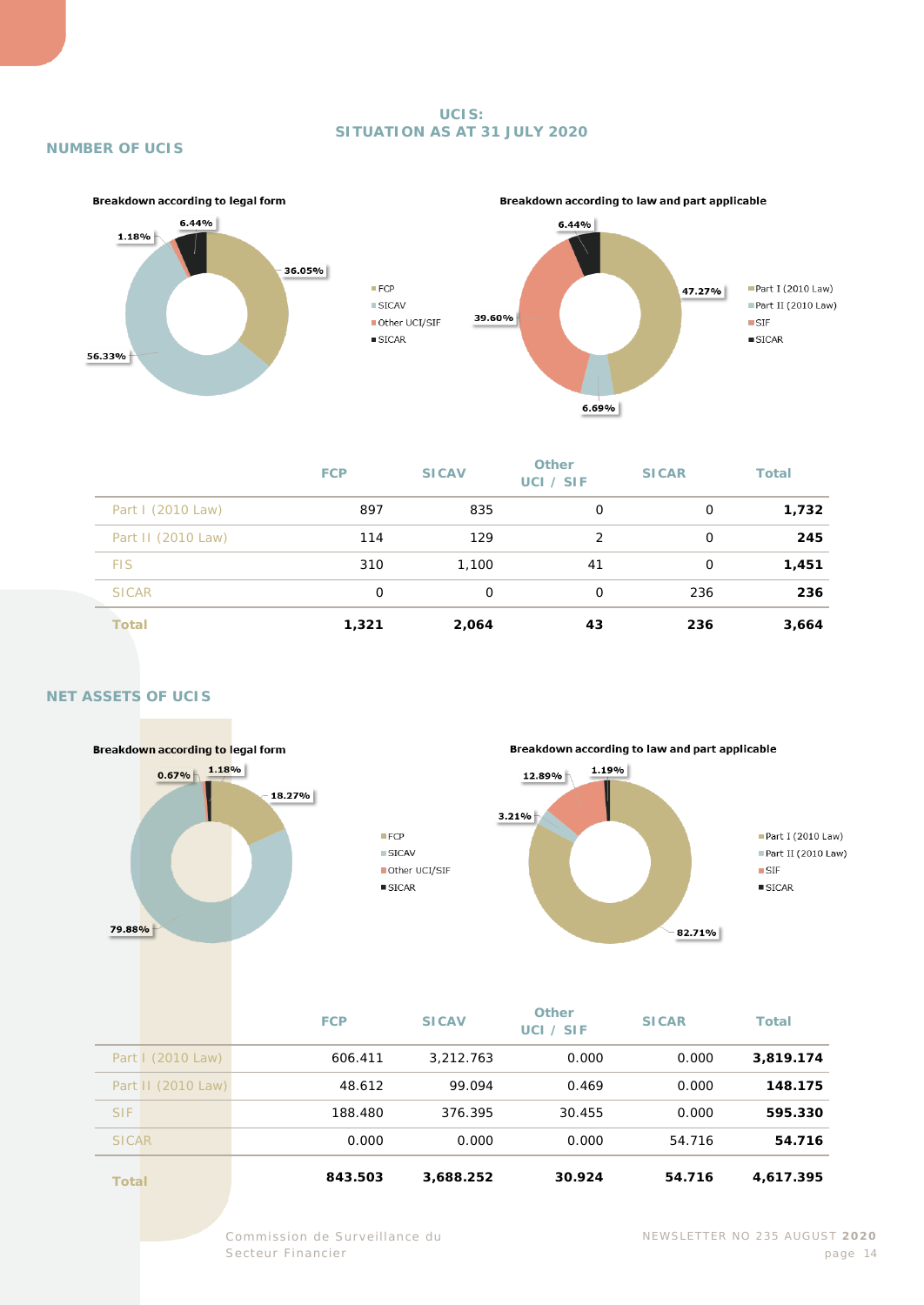# UCIS:
# SITUATION AS AT 31 JULY 2020

## NUMBER OF UCIS

**Breakdown according to legal form**

- FCP: 36.05%
- SICAV: 56.33%
- Other UCI/SIF: 1.18%
- SICAR: 6.44%

**Breakdown according to law and part applicable**

- Part I (2010 Law): 47.27%
- Part II (2010 Law): 6.69%
- SIF: 39.60%
- SICAR: 6.44%

| | FCP | SICAV | Other UCI / SIF | SICAR | Total |
|---|---|---|---|---|---|
| Part I (2010 Law) | 897 | 835 | 0 | 0 | **1,732** |
| Part II (2010 Law) | 114 | 129 | 2 | 0 | **245** |
| FIS | 310 | 1,100 | 41 | 0 | **1,451** |
| SICAR | 0 | 0 | 0 | 236 | **236** |
| **Total** | **1,321** | **2,064** | **43** | **236** | **3,664** |

## NET ASSETS OF UCIS

**Breakdown according to legal form**

- FCP: 18.27%
- SICAV: 79.88%
- Other UCI/SIF: 0.67%
- SICAR: 1.18%

**Breakdown according to law and part applicable**

- Part I (2010 Law): 82.71%
- Part II (2010 Law): 3.21%
- SIF: 12.89%
- SICAR: 1.19%

| | FCP | SICAV | Other UCI / SIF | SICAR | Total |
|---|---|---|---|---|---|
| Part I (2010 Law) | 606.411 | 3,212.763 | 0.000 | 0.000 | **3,819.174** |
| Part II (2010 Law) | 48.612 | 99.094 | 0.469 | 0.000 | **148.175** |
| SIF | 188.480 | 376.395 | 30.455 | 0.000 | **595.330** |
| SICAR | 0.000 | 0.000 | 0.000 | 54.716 | **54.716** |
| **Total** | **843.503** | **3,688.252** | **30.924** | **54.716** | **4,617.395** |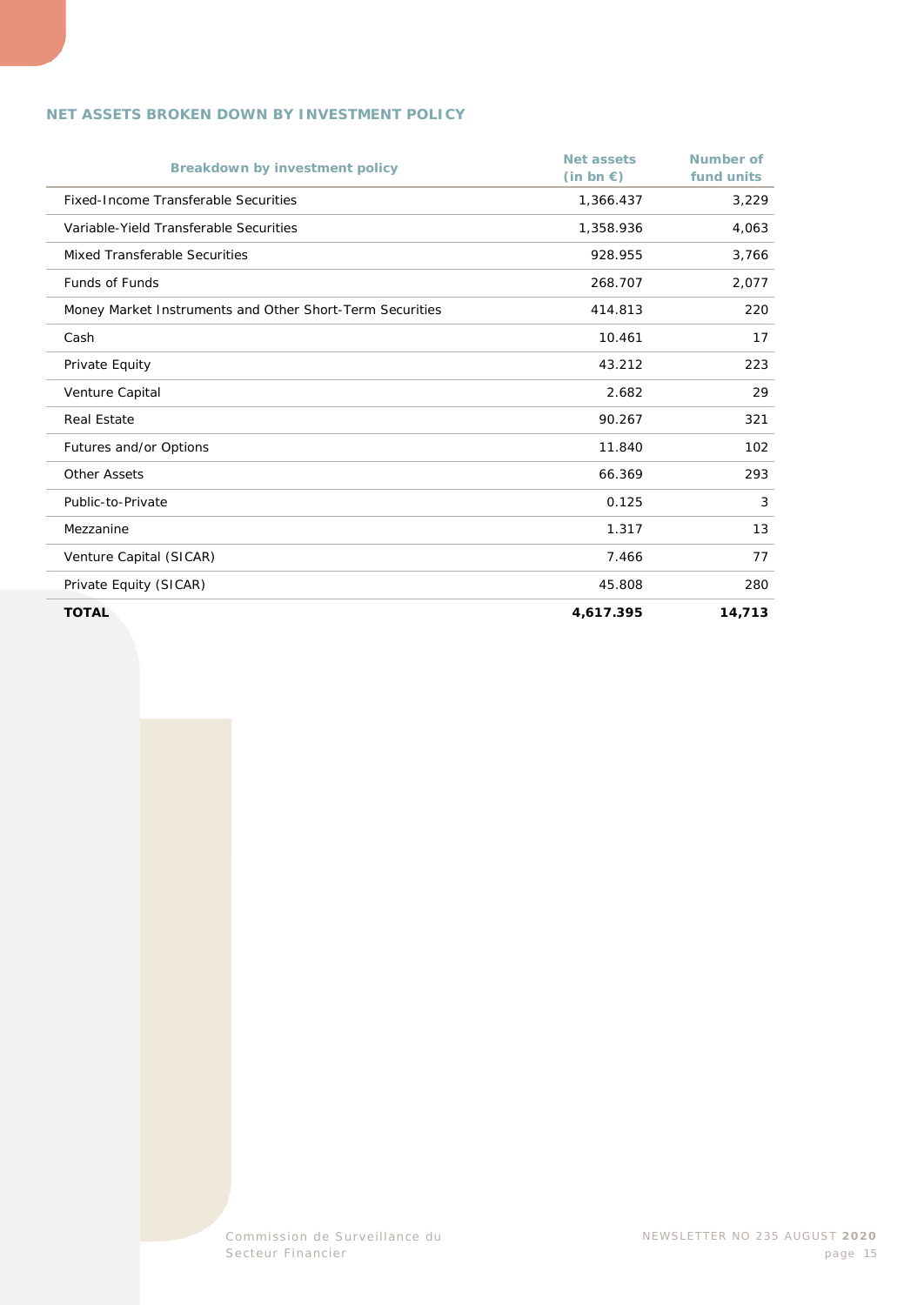## NET ASSETS BROKEN DOWN BY INVESTMENT POLICY

| Breakdown by investment policy | Net assets (in bn €) | Number of fund units |
|---|---|---|
| Fixed-Income Transferable Securities | 1,366.437 | 3,229 |
| Variable-Yield Transferable Securities | 1,358.936 | 4,063 |
| Mixed Transferable Securities | 928.955 | 3,766 |
| Funds of Funds | 268.707 | 2,077 |
| Money Market Instruments and Other Short-Term Securities | 414.813 | 220 |
| Cash | 10.461 | 17 |
| Private Equity | 43.212 | 223 |
| Venture Capital | 2.682 | 29 |
| Real Estate | 90.267 | 321 |
| Futures and/or Options | 11.840 | 102 |
| Other Assets | 66.369 | 293 |
| Public-to-Private | 0.125 | 3 |
| Mezzanine | 1.317 | 13 |
| Venture Capital (SICAR) | 7.466 | 77 |
| Private Equity (SICAR) | 45.808 | 280 |
| **TOTAL** | **4,617.395** | **14,713** |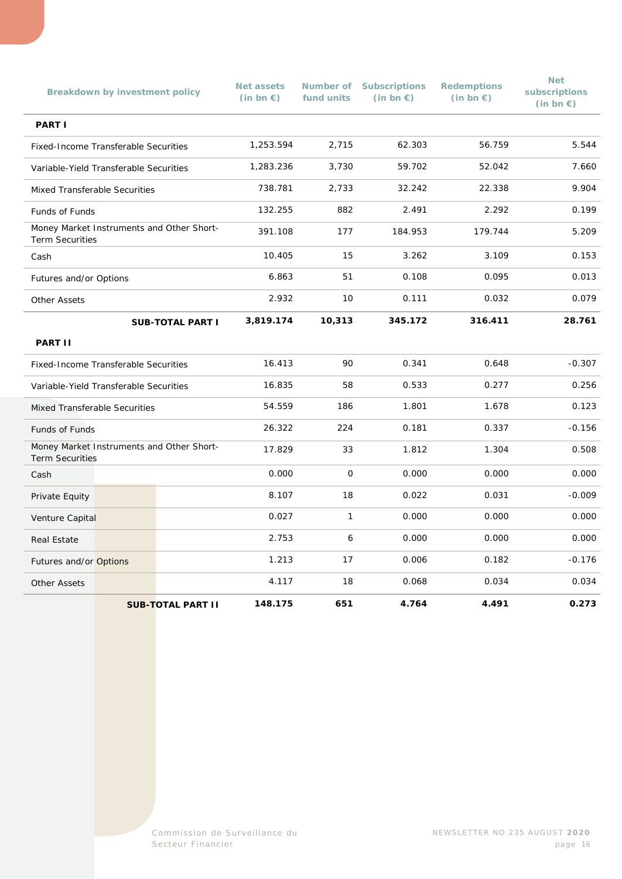| Breakdown by investment policy | Net assets (in bn €) | Number of fund units | Subscriptions (in bn €) | Redemptions (in bn €) | Net subscriptions (in bn €) |
|---|---|---|---|---|---|
| **PART I** | | | | | |
| Fixed-Income Transferable Securities | 1,253.594 | 2,715 | 62.303 | 56.759 | 5.544 |
| Variable-Yield Transferable Securities | 1,283.236 | 3,730 | 59.702 | 52.042 | 7.660 |
| Mixed Transferable Securities | 738.781 | 2,733 | 32.242 | 22.338 | 9.904 |
| Funds of Funds | 132.255 | 882 | 2.491 | 2.292 | 0.199 |
| Money Market Instruments and Other Short-Term Securities | 391.108 | 177 | 184.953 | 179.744 | 5.209 |
| Cash | 10.405 | 15 | 3.262 | 3.109 | 0.153 |
| Futures and/or Options | 6.863 | 51 | 0.108 | 0.095 | 0.013 |
| Other Assets | 2.932 | 10 | 0.111 | 0.032 | 0.079 |
| **SUB-TOTAL PART I** | **3,819.174** | **10,313** | **345.172** | **316.411** | **28.761** |
| **PART II** | | | | | |
| Fixed-Income Transferable Securities | 16.413 | 90 | 0.341 | 0.648 | -0.307 |
| Variable-Yield Transferable Securities | 16.835 | 58 | 0.533 | 0.277 | 0.256 |
| Mixed Transferable Securities | 54.559 | 186 | 1.801 | 1.678 | 0.123 |
| Funds of Funds | 26.322 | 224 | 0.181 | 0.337 | -0.156 |
| Money Market Instruments and Other Short-Term Securities | 17.829 | 33 | 1.812 | 1.304 | 0.508 |
| Cash | 0.000 | 0 | 0.000 | 0.000 | 0.000 |
| Private Equity | 8.107 | 18 | 0.022 | 0.031 | -0.009 |
| Venture Capital | 0.027 | 1 | 0.000 | 0.000 | 0.000 |
| Real Estate | 2.753 | 6 | 0.000 | 0.000 | 0.000 |
| Futures and/or Options | 1.213 | 17 | 0.006 | 0.182 | -0.176 |
| Other Assets | 4.117 | 18 | 0.068 | 0.034 | 0.034 |
| **SUB-TOTAL PART II** | **148.175** | **651** | **4.764** | **4.491** | **0.273** |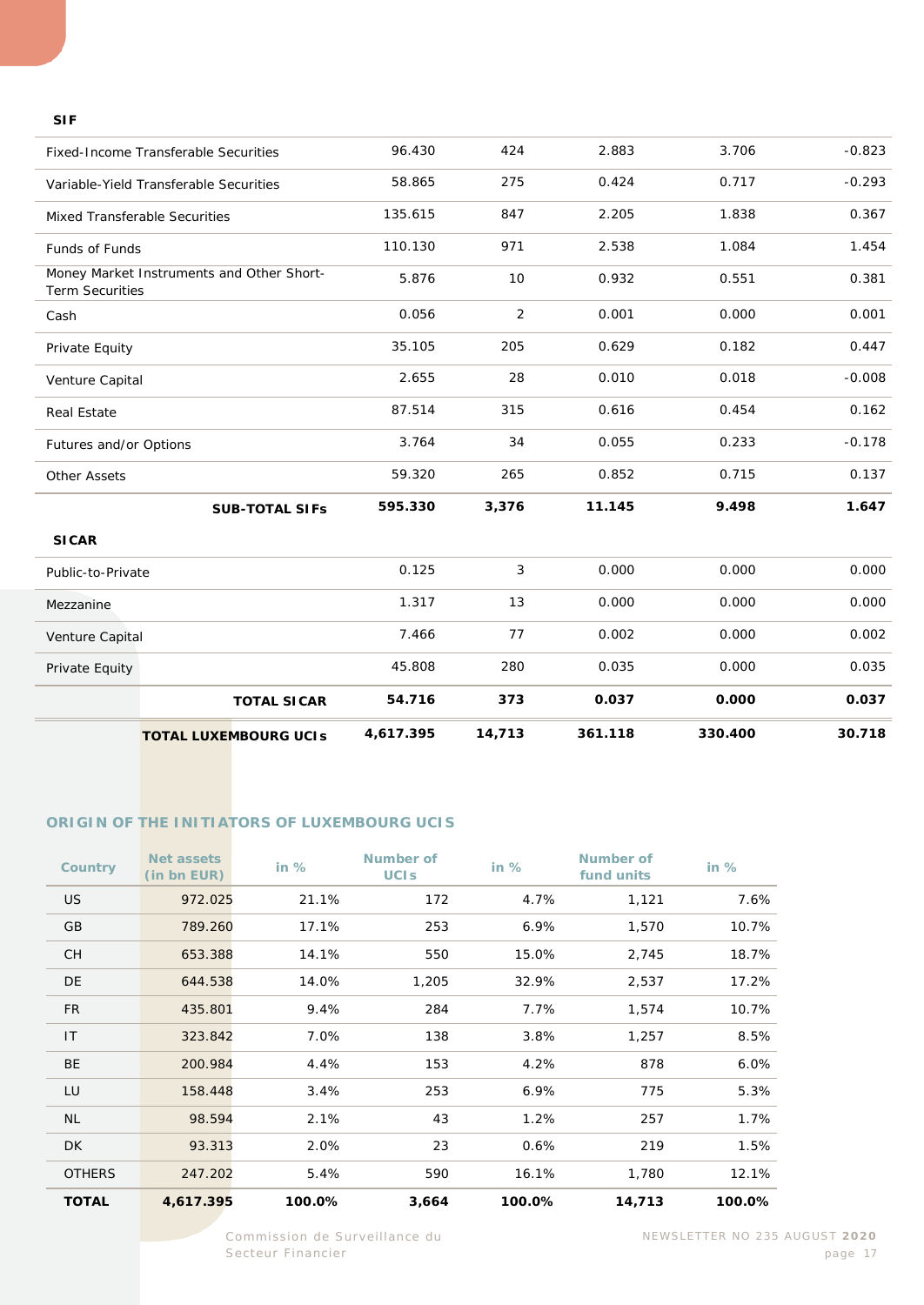| **SIF** | | | | | |
|---|---|---|---|---|---|
| Fixed-Income Transferable Securities | 96.430 | 424 | 2.883 | 3.706 | -0.823 |
| Variable-Yield Transferable Securities | 58.865 | 275 | 0.424 | 0.717 | -0.293 |
| Mixed Transferable Securities | 135.615 | 847 | 2.205 | 1.838 | 0.367 |
| Funds of Funds | 110.130 | 971 | 2.538 | 1.084 | 1.454 |
| Money Market Instruments and Other Short-Term Securities | 5.876 | 10 | 0.932 | 0.551 | 0.381 |
| Cash | 0.056 | 2 | 0.001 | 0.000 | 0.001 |
| Private Equity | 35.105 | 205 | 0.629 | 0.182 | 0.447 |
| Venture Capital | 2.655 | 28 | 0.010 | 0.018 | -0.008 |
| Real Estate | 87.514 | 315 | 0.616 | 0.454 | 0.162 |
| Futures and/or Options | 3.764 | 34 | 0.055 | 0.233 | -0.178 |
| Other Assets | 59.320 | 265 | 0.852 | 0.715 | 0.137 |
| **SUB-TOTAL SIFs** | **595.330** | **3,376** | **11.145** | **9.498** | **1.647** |
| **SICAR** | | | | | |
| Public-to-Private | 0.125 | 3 | 0.000 | 0.000 | 0.000 |
| Mezzanine | 1.317 | 13 | 0.000 | 0.000 | 0.000 |
| Venture Capital | 7.466 | 77 | 0.002 | 0.000 | 0.002 |
| Private Equity | 45.808 | 280 | 0.035 | 0.000 | 0.035 |
| **TOTAL SICAR** | **54.716** | **373** | **0.037** | **0.000** | **0.037** |
| **TOTAL LUXEMBOURG UCIs** | **4,617.395** | **14,713** | **361.118** | **330.400** | **30.718** |

## ORIGIN OF THE INITIATORS OF LUXEMBOURG UCIS

| Country | Net assets (in bn EUR) | in % | Number of UCIs | in % | Number of fund units | in % |
|---|---|---|---|---|---|---|
| US | 972.025 | 21.1% | 172 | 4.7% | 1,121 | 7.6% |
| GB | 789.260 | 17.1% | 253 | 6.9% | 1,570 | 10.7% |
| CH | 653.388 | 14.1% | 550 | 15.0% | 2,745 | 18.7% |
| DE | 644.538 | 14.0% | 1,205 | 32.9% | 2,537 | 17.2% |
| FR | 435.801 | 9.4% | 284 | 7.7% | 1,574 | 10.7% |
| IT | 323.842 | 7.0% | 138 | 3.8% | 1,257 | 8.5% |
| BE | 200.984 | 4.4% | 153 | 4.2% | 878 | 6.0% |
| LU | 158.448 | 3.4% | 253 | 6.9% | 775 | 5.3% |
| NL | 98.594 | 2.1% | 43 | 1.2% | 257 | 1.7% |
| DK | 93.313 | 2.0% | 23 | 0.6% | 219 | 1.5% |
| OTHERS | 247.202 | 5.4% | 590 | 16.1% | 1,780 | 12.1% |
| **TOTAL** | **4,617.395** | **100.0%** | **3,664** | **100.0%** | **14,713** | **100.0%** |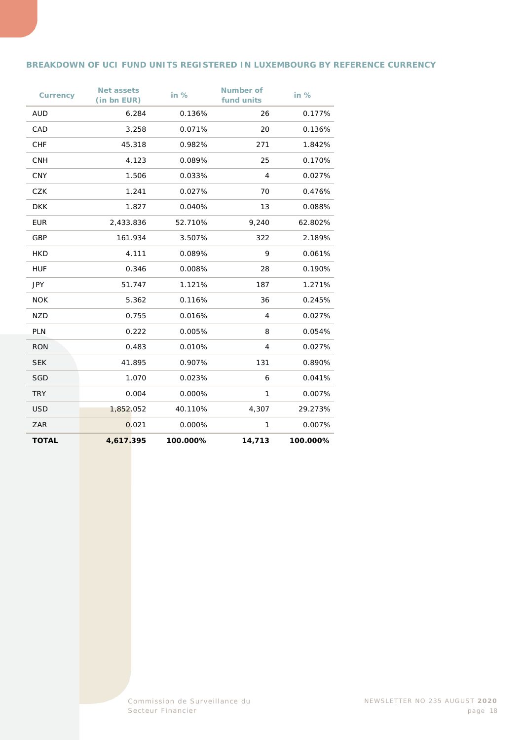## BREAKDOWN OF UCI FUND UNITS REGISTERED IN LUXEMBOURG BY REFERENCE CURRENCY

| Currency | Net assets (in bn EUR) | in % | Number of fund units | in % |
|---|---|---|---|---|
| AUD | 6.284 | 0.136% | 26 | 0.177% |
| CAD | 3.258 | 0.071% | 20 | 0.136% |
| CHF | 45.318 | 0.982% | 271 | 1.842% |
| CNH | 4.123 | 0.089% | 25 | 0.170% |
| CNY | 1.506 | 0.033% | 4 | 0.027% |
| CZK | 1.241 | 0.027% | 70 | 0.476% |
| DKK | 1.827 | 0.040% | 13 | 0.088% |
| EUR | 2,433.836 | 52.710% | 9,240 | 62.802% |
| GBP | 161.934 | 3.507% | 322 | 2.189% |
| HKD | 4.111 | 0.089% | 9 | 0.061% |
| HUF | 0.346 | 0.008% | 28 | 0.190% |
| JPY | 51.747 | 1.121% | 187 | 1.271% |
| NOK | 5.362 | 0.116% | 36 | 0.245% |
| NZD | 0.755 | 0.016% | 4 | 0.027% |
| PLN | 0.222 | 0.005% | 8 | 0.054% |
| RON | 0.483 | 0.010% | 4 | 0.027% |
| SEK | 41.895 | 0.907% | 131 | 0.890% |
| SGD | 1.070 | 0.023% | 6 | 0.041% |
| TRY | 0.004 | 0.000% | 1 | 0.007% |
| USD | 1,852.052 | 40.110% | 4,307 | 29.273% |
| ZAR | 0.021 | 0.000% | 1 | 0.007% |
| **TOTAL** | **4,617.395** | **100.000%** | **14,713** | **100.000%** |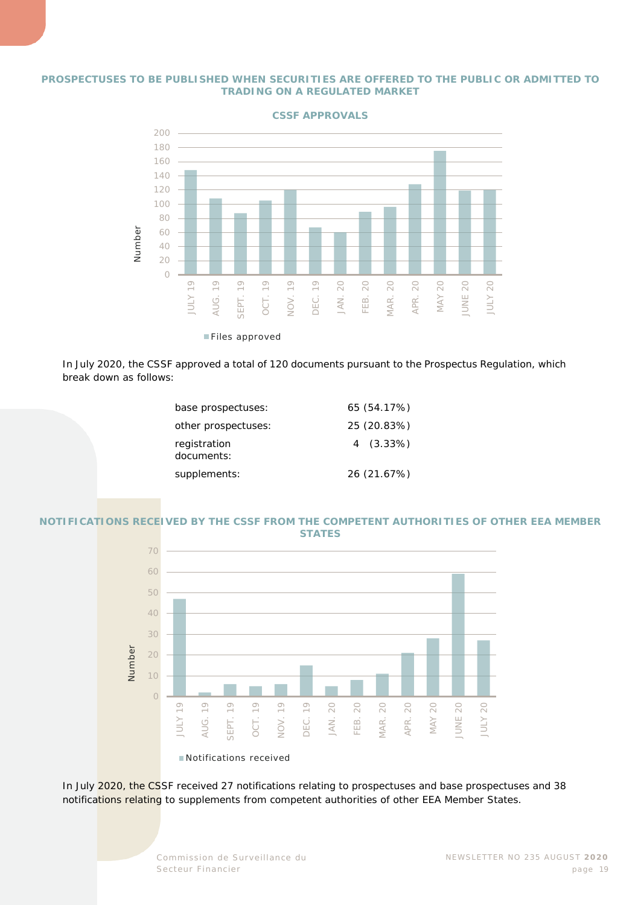## PROSPECTUSES TO BE PUBLISHED WHEN SECURITIES ARE OFFERED TO THE PUBLIC OR ADMITTED TO TRADING ON A REGULATED MARKET

**CSSF APPROVALS**

In July 2020, the CSSF approved a total of 120 documents pursuant to the Prospectus Regulation, which break down as follows:

| | |
|---|---|
| base prospectuses: | 65 (54.17%) |
| other prospectuses: | 25 (20.83%) |
| registration documents: | 4 (3.33%) |
| supplements: | 26 (21.67%) |

## NOTIFICATIONS RECEIVED BY THE CSSF FROM THE COMPETENT AUTHORITIES OF OTHER EEA MEMBER STATES

In July 2020, the CSSF received 27 notifications relating to prospectuses and base prospectuses and 38 notifications relating to supplements from competent authorities of other EEA Member States.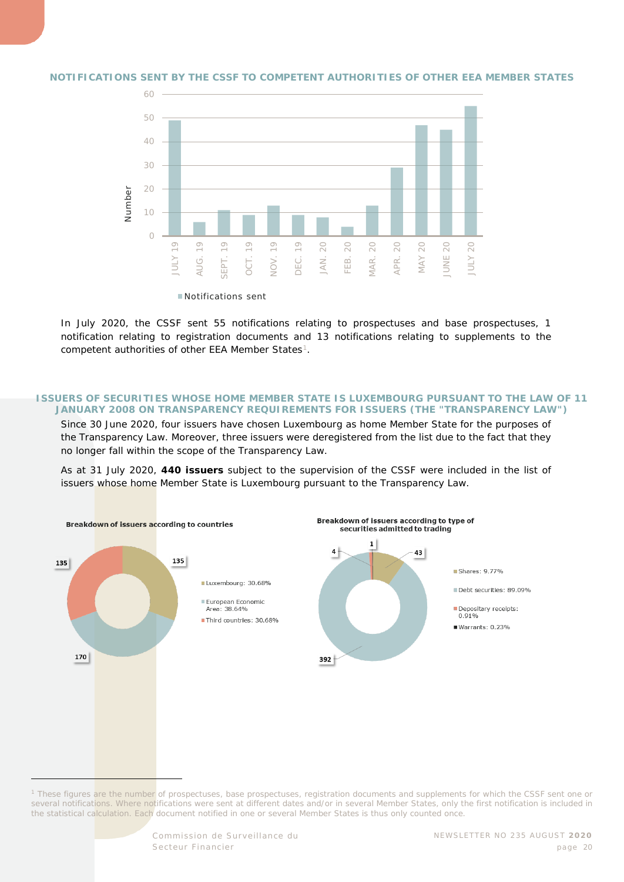### NOTIFICATIONS SENT BY THE CSSF TO COMPETENT AUTHORITIES OF OTHER EEA MEMBER STATES

In July 2020, the CSSF sent 55 notifications relating to prospectuses and base prospectuses, 1 notification relating to registration documents and 13 notifications relating to supplements to the competent authorities of other EEA Member States[1].

### ISSUERS OF SECURITIES WHOSE HOME MEMBER STATE IS LUXEMBOURG PURSUANT TO THE LAW OF 11 JANUARY 2008 ON TRANSPARENCY REQUIREMENTS FOR ISSUERS (THE "TRANSPARENCY LAW")

Since 30 June 2020, four issuers have chosen Luxembourg as home Member State for the purposes of the Transparency Law. Moreover, three issuers were deregistered from the list due to the fact that they no longer fall within the scope of the Transparency Law.

As at 31 July 2020, **440 issuers** subject to the supervision of the CSSF were included in the list of issuers whose home Member State is Luxembourg pursuant to the Transparency Law.

**Breakdown of issuers according to countries**

| Country | Number | Share |
|---|---|---|
| Luxembourg | 135 | 30.68% |
| European Economic Area | 170 | 38.64% |
| Third countries | 135 | 30.68% |

**Breakdown of issuers according to type of securities admitted to trading**

| Type | Number | Share |
|---|---|---|
| Shares | 43 | 9.77% |
| Debt securities | 392 | 89.09% |
| Depositary receipts | 4 | 0.91% |
| Warrants | 1 | 0.23% |

[1] These figures are the number of prospectuses, base prospectuses, registration documents and supplements for which the CSSF sent one or several notifications. Where notifications were sent at different dates and/or in several Member States, only the first notification is included in the statistical calculation. Each document notified in one or several Member States is thus only counted once.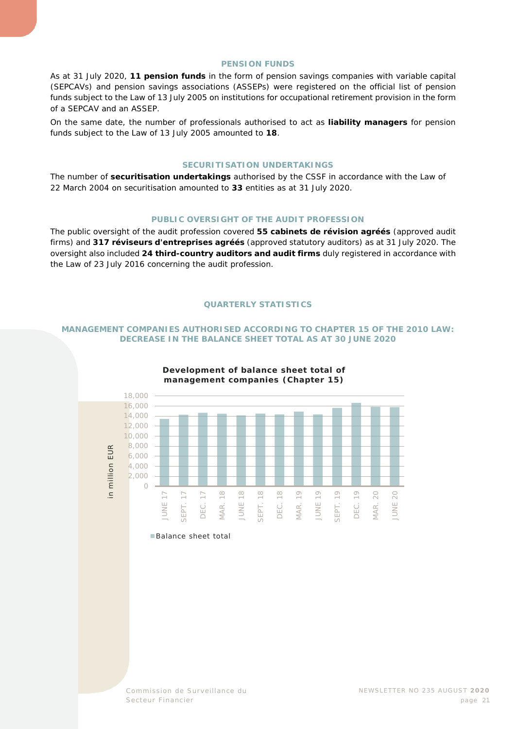## PENSION FUNDS

As at 31 July 2020, **11 pension funds** in the form of pension savings companies with variable capital (SEPCAVs) and pension savings associations (ASSEPs) were registered on the official list of pension funds subject to the Law of 13 July 2005 on institutions for occupational retirement provision in the form of a SEPCAV and an ASSEP.

On the same date, the number of professionals authorised to act as **liability managers** for pension funds subject to the Law of 13 July 2005 amounted to **18**.

## SECURITISATION UNDERTAKINGS

The number of **securitisation undertakings** authorised by the CSSF in accordance with the Law of 22 March 2004 on securitisation amounted to **33** entities as at 31 July 2020.

## PUBLIC OVERSIGHT OF THE AUDIT PROFESSION

The public oversight of the audit profession covered **55 cabinets de révision agréés** (approved audit firms) and **317 réviseurs d'entreprises agréés** (approved statutory auditors) as at 31 July 2020. The oversight also included **24 third-country auditors and audit firms** duly registered in accordance with the Law of 23 July 2016 concerning the audit profession.

## QUARTERLY STATISTICS

### MANAGEMENT COMPANIES AUTHORISED ACCORDING TO CHAPTER 15 OF THE 2010 LAW: DECREASE IN THE BALANCE SHEET TOTAL AS AT 30 JUNE 2020

**Development of balance sheet total of management companies (Chapter 15)**

in million EUR

JUNE 17, SEPT. 17, DEC. 17, MAR. 18, JUNE 18, SEPT. 18, DEC. 18, MAR. 19, JUNE 19, SEPT. 19, DEC. 19, MAR. 20, JUNE 20

Balance sheet total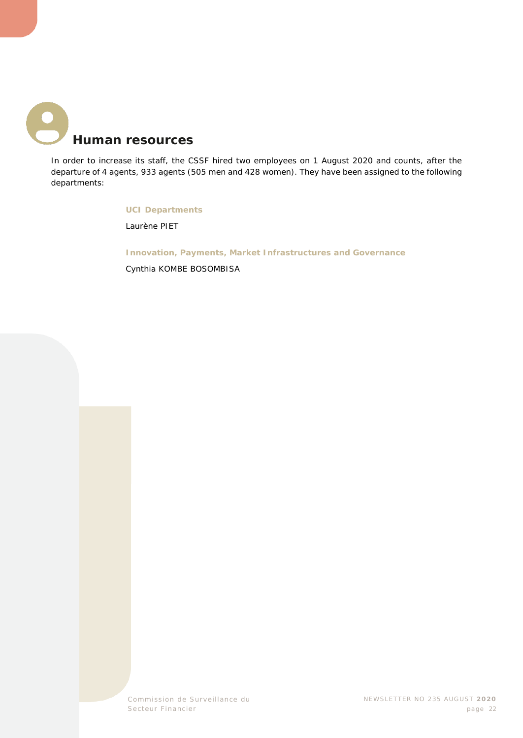# Human resources

In order to increase its staff, the CSSF hired two employees on 1 August 2020 and counts, after the departure of 4 agents, 933 agents (505 men and 428 women). They have been assigned to the following departments:

**UCI Departments**

Laurène PIET

**Innovation, Payments, Market Infrastructures and Governance**

Cynthia KOMBE BOSOMBISA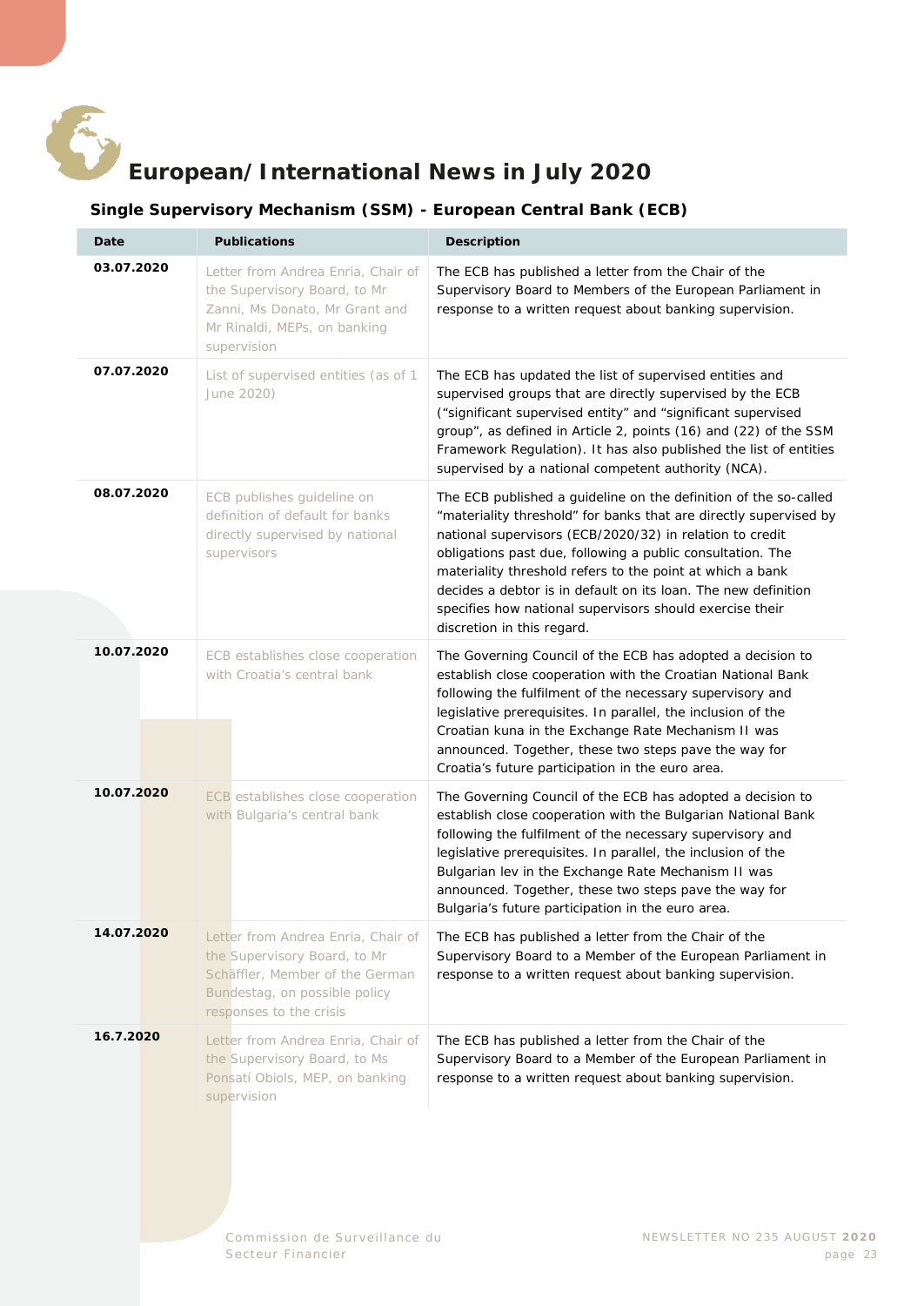# European/International News in July 2020

## Single Supervisory Mechanism (SSM) - European Central Bank (ECB)

| Date | Publications | Description |
|---|---|---|
| 03.07.2020 | Letter from Andrea Enria, Chair of the Supervisory Board, to Mr Zanni, Ms Donato, Mr Grant and Mr Rinaldi, MEPs, on banking supervision | The ECB has published a letter from the Chair of the Supervisory Board to Members of the European Parliament in response to a written request about banking supervision. |
| 07.07.2020 | List of supervised entities (as of 1 June 2020) | The ECB has updated the list of supervised entities and supervised groups that are directly supervised by the ECB ("significant supervised entity" and "significant supervised group", as defined in Article 2, points (16) and (22) of the SSM Framework Regulation). It has also published the list of entities supervised by a national competent authority (NCA). |
| 08.07.2020 | ECB publishes guideline on definition of default for banks directly supervised by national supervisors | The ECB published a guideline on the definition of the so-called "materiality threshold" for banks that are directly supervised by national supervisors (ECB/2020/32) in relation to credit obligations past due, following a public consultation. The materiality threshold refers to the point at which a bank decides a debtor is in default on its loan. The new definition specifies how national supervisors should exercise their discretion in this regard. |
| 10.07.2020 | ECB establishes close cooperation with Croatia's central bank | The Governing Council of the ECB has adopted a decision to establish close cooperation with the Croatian National Bank following the fulfilment of the necessary supervisory and legislative prerequisites. In parallel, the inclusion of the Croatian kuna in the Exchange Rate Mechanism II was announced. Together, these two steps pave the way for Croatia's future participation in the euro area. |
| 10.07.2020 | ECB establishes close cooperation with Bulgaria's central bank | The Governing Council of the ECB has adopted a decision to establish close cooperation with the Bulgarian National Bank following the fulfilment of the necessary supervisory and legislative prerequisites. In parallel, the inclusion of the Bulgarian lev in the Exchange Rate Mechanism II was announced. Together, these two steps pave the way for Bulgaria's future participation in the euro area. |
| 14.07.2020 | Letter from Andrea Enria, Chair of the Supervisory Board, to Mr Schäffler, Member of the German Bundestag, on possible policy responses to the crisis | The ECB has published a letter from the Chair of the Supervisory Board to a Member of the European Parliament in response to a written request about banking supervision. |
| 16.7.2020 | Letter from Andrea Enria, Chair of the Supervisory Board, to Ms Ponsatí Obiols, MEP, on banking supervision | The ECB has published a letter from the Chair of the Supervisory Board to a Member of the European Parliament in response to a written request about banking supervision. |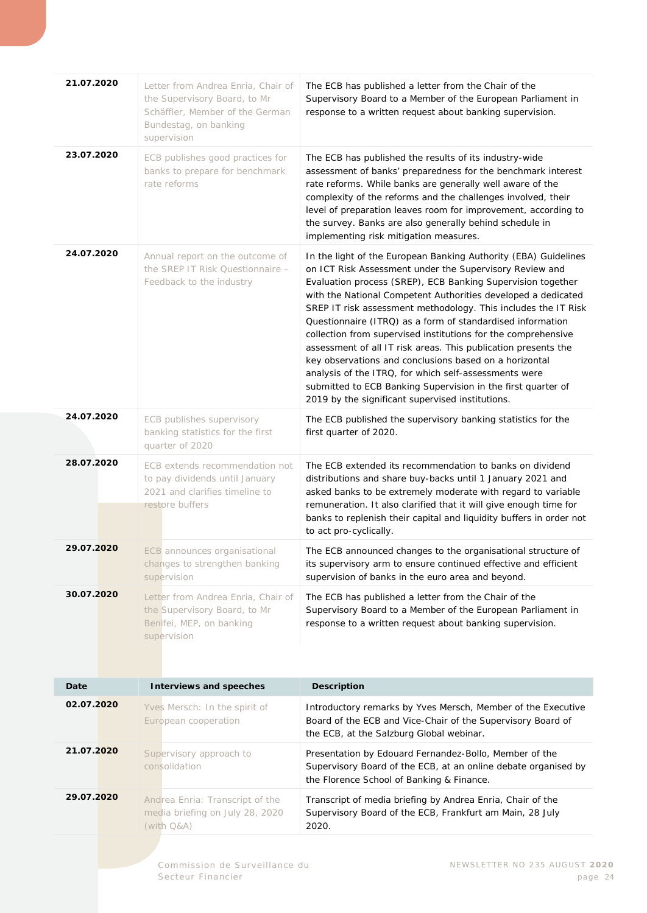| | | |
|---|---|---|
| **21.07.2020** | Letter from Andrea Enria, Chair of the Supervisory Board, to Mr Schäffler, Member of the German Bundestag, on banking supervision | The ECB has published a letter from the Chair of the Supervisory Board to a Member of the European Parliament in response to a written request about banking supervision. |
| **23.07.2020** | ECB publishes good practices for banks to prepare for benchmark rate reforms | The ECB has published the results of its industry-wide assessment of banks' preparedness for the benchmark interest rate reforms. While banks are generally well aware of the complexity of the reforms and the challenges involved, their level of preparation leaves room for improvement, according to the survey. Banks are also generally behind schedule in implementing risk mitigation measures. |
| **24.07.2020** | Annual report on the outcome of the SREP IT Risk Questionnaire – Feedback to the industry | In the light of the European Banking Authority (EBA) Guidelines on ICT Risk Assessment under the Supervisory Review and Evaluation process (SREP), ECB Banking Supervision together with the National Competent Authorities developed a dedicated SREP IT risk assessment methodology. This includes the IT Risk Questionnaire (ITRQ) as a form of standardised information collection from supervised institutions for the comprehensive assessment of all IT risk areas. This publication presents the key observations and conclusions based on a horizontal analysis of the ITRQ, for which self-assessments were submitted to ECB Banking Supervision in the first quarter of 2019 by the significant supervised institutions. |
| **24.07.2020** | ECB publishes supervisory banking statistics for the first quarter of 2020 | The ECB published the supervisory banking statistics for the first quarter of 2020. |
| **28.07.2020** | ECB extends recommendation not to pay dividends until January 2021 and clarifies timeline to restore buffers | The ECB extended its recommendation to banks on dividend distributions and share buy-backs until 1 January 2021 and asked banks to be extremely moderate with regard to variable remuneration. It also clarified that it will give enough time for banks to replenish their capital and liquidity buffers in order not to act pro-cyclically. |
| **29.07.2020** | ECB announces organisational changes to strengthen banking supervision | The ECB announced changes to the organisational structure of its supervisory arm to ensure continued effective and efficient supervision of banks in the euro area and beyond. |
| **30.07.2020** | Letter from Andrea Enria, Chair of the Supervisory Board, to Mr Benifei, MEP, on banking supervision | The ECB has published a letter from the Chair of the Supervisory Board to a Member of the European Parliament in response to a written request about banking supervision. |

| Date | Interviews and speeches | Description |
|---|---|---|
| **02.07.2020** | Yves Mersch: In the spirit of European cooperation | Introductory remarks by Yves Mersch, Member of the Executive Board of the ECB and Vice-Chair of the Supervisory Board of the ECB, at the Salzburg Global webinar. |
| **21.07.2020** | Supervisory approach to consolidation | Presentation by Edouard Fernandez-Bollo, Member of the Supervisory Board of the ECB, at an online debate organised by the Florence School of Banking & Finance. |
| **29.07.2020** | Andrea Enria: Transcript of the media briefing on July 28, 2020 (with Q&A) | Transcript of media briefing by Andrea Enria, Chair of the Supervisory Board of the ECB, Frankfurt am Main, 28 July 2020. |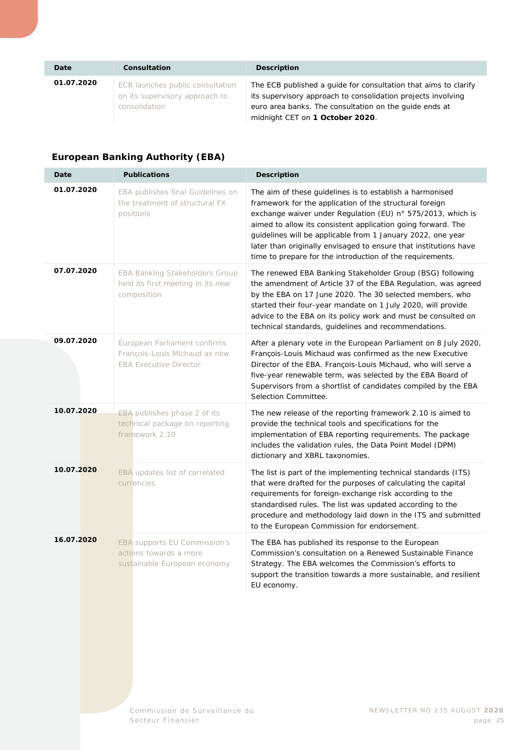| Date | Consultation | Description |
|---|---|---|
| 01.07.2020 | ECB launches public consultation on its supervisory approach to consolidation | The ECB published a guide for consultation that aims to clarify its supervisory approach to consolidation projects involving euro area banks. The consultation on the guide ends at midnight CET on **1 October 2020**. |

### European Banking Authority (EBA)

| Date | Publications | Description |
|---|---|---|
| 01.07.2020 | EBA publishes final Guidelines on the treatment of structural FX positions | The aim of these guidelines is to establish a harmonised framework for the application of the structural foreign exchange waiver under Regulation (EU) n° 575/2013, which is aimed to allow its consistent application going forward. The guidelines will be applicable from 1 January 2022, one year later than originally envisaged to ensure that institutions have time to prepare for the introduction of the requirements. |
| 07.07.2020 | EBA Banking Stakeholders Group held its first meeting in its new composition | The renewed EBA Banking Stakeholder Group (BSG) following the amendment of Article 37 of the EBA Regulation, was agreed by the EBA on 17 June 2020. The 30 selected members, who started their four-year mandate on 1 July 2020, will provide advice to the EBA on its policy work and must be consulted on technical standards, guidelines and recommendations. |
| 09.07.2020 | European Parliament confirms François-Louis Michaud as new EBA Executive Director | After a plenary vote in the European Parliament on 8 July 2020, François-Louis Michaud was confirmed as the new Executive Director of the EBA. François-Louis Michaud, who will serve a five-year renewable term, was selected by the EBA Board of Supervisors from a shortlist of candidates compiled by the EBA Selection Committee. |
| 10.07.2020 | EBA publishes phase 2 of its technical package on reporting framework 2.10 | The new release of the reporting framework 2.10 is aimed to provide the technical tools and specifications for the implementation of EBA reporting requirements. The package includes the validation rules, the Data Point Model (DPM) dictionary and XBRL taxonomies. |
| 10.07.2020 | EBA updates list of correlated currencies | The list is part of the implementing technical standards (ITS) that were drafted for the purposes of calculating the capital requirements for foreign-exchange risk according to the standardised rules. The list was updated according to the procedure and methodology laid down in the ITS and submitted to the European Commission for endorsement. |
| 16.07.2020 | EBA supports EU Commission's actions towards a more sustainable European economy | The EBA has published its response to the European Commission's consultation on a Renewed Sustainable Finance Strategy. The EBA welcomes the Commission's efforts to support the transition towards a more sustainable, and resilient EU economy. |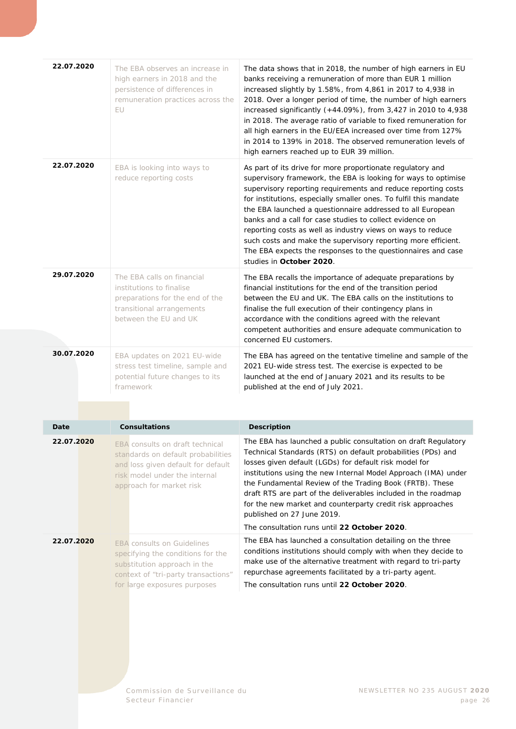| | | |
|---|---|---|
| **22.07.2020** | The EBA observes an increase in high earners in 2018 and the persistence of differences in remuneration practices across the EU | The data shows that in 2018, the number of high earners in EU banks receiving a remuneration of more than EUR 1 million increased slightly by 1.58%, from 4,861 in 2017 to 4,938 in 2018. Over a longer period of time, the number of high earners increased significantly (+44.09%), from 3,427 in 2010 to 4,938 in 2018. The average ratio of variable to fixed remuneration for all high earners in the EU/EEA increased over time from 127% in 2014 to 139% in 2018. The observed remuneration levels of high earners reached up to EUR 39 million. |
| **22.07.2020** | EBA is looking into ways to reduce reporting costs | As part of its drive for more proportionate regulatory and supervisory framework, the EBA is looking for ways to optimise supervisory reporting requirements and reduce reporting costs for institutions, especially smaller ones. To fulfil this mandate the EBA launched a questionnaire addressed to all European banks and a call for case studies to collect evidence on reporting costs as well as industry views on ways to reduce such costs and make the supervisory reporting more efficient. The EBA expects the responses to the questionnaires and case studies in **October 2020**. |
| **29.07.2020** | The EBA calls on financial institutions to finalise preparations for the end of the transitional arrangements between the EU and UK | The EBA recalls the importance of adequate preparations by financial institutions for the end of the transition period between the EU and UK. The EBA calls on the institutions to finalise the full execution of their contingency plans in accordance with the conditions agreed with the relevant competent authorities and ensure adequate communication to concerned EU customers. |
| **30.07.2020** | EBA updates on 2021 EU-wide stress test timeline, sample and potential future changes to its framework | The EBA has agreed on the tentative timeline and sample of the 2021 EU-wide stress test. The exercise is expected to be launched at the end of January 2021 and its results to be published at the end of July 2021. |

| Date | Consultations | Description |
|---|---|---|
| **22.07.2020** | EBA consults on draft technical standards on default probabilities and loss given default for default risk model under the internal approach for market risk | The EBA has launched a public consultation on draft Regulatory Technical Standards (RTS) on default probabilities (PDs) and losses given default (LGDs) for default risk model for institutions using the new Internal Model Approach (IMA) under the Fundamental Review of the Trading Book (FRTB). These draft RTS are part of the deliverables included in the roadmap for the new market and counterparty credit risk approaches published on 27 June 2019.<br><br>The consultation runs until **22 October 2020**. |
| **22.07.2020** | EBA consults on Guidelines specifying the conditions for the substitution approach in the context of "tri-party transactions" for large exposures purposes | The EBA has launched a consultation detailing on the three conditions institutions should comply with when they decide to make use of the alternative treatment with regard to tri-party repurchase agreements facilitated by a tri-party agent.<br><br>The consultation runs until **22 October 2020**. |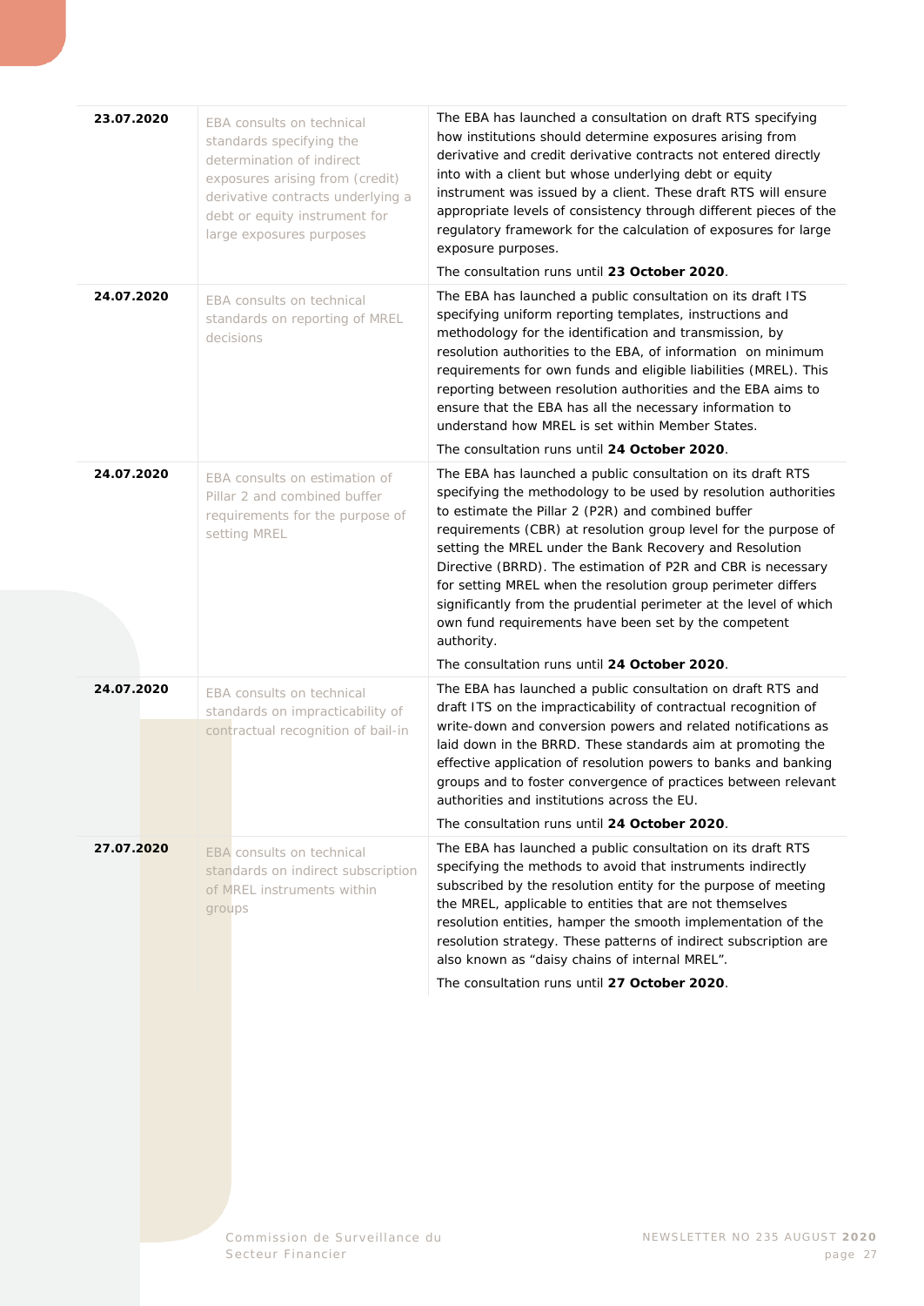| | | |
|---|---|---|
| **23.07.2020** | EBA consults on technical standards specifying the determination of indirect exposures arising from (credit) derivative contracts underlying a debt or equity instrument for large exposures purposes | The EBA has launched a consultation on draft RTS specifying how institutions should determine exposures arising from derivative and credit derivative contracts not entered directly into with a client but whose underlying debt or equity instrument was issued by a client. These draft RTS will ensure appropriate levels of consistency through different pieces of the regulatory framework for the calculation of exposures for large exposure purposes.<br><br>The consultation runs until **23 October 2020**. |
| **24.07.2020** | EBA consults on technical standards on reporting of MREL decisions | The EBA has launched a public consultation on its draft ITS specifying uniform reporting templates, instructions and methodology for the identification and transmission, by resolution authorities to the EBA, of information on minimum requirements for own funds and eligible liabilities (MREL). This reporting between resolution authorities and the EBA aims to ensure that the EBA has all the necessary information to understand how MREL is set within Member States.<br><br>The consultation runs until **24 October 2020**. |
| **24.07.2020** | EBA consults on estimation of Pillar 2 and combined buffer requirements for the purpose of setting MREL | The EBA has launched a public consultation on its draft RTS specifying the methodology to be used by resolution authorities to estimate the Pillar 2 (P2R) and combined buffer requirements (CBR) at resolution group level for the purpose of setting the MREL under the Bank Recovery and Resolution Directive (BRRD). The estimation of P2R and CBR is necessary for setting MREL when the resolution group perimeter differs significantly from the prudential perimeter at the level of which own fund requirements have been set by the competent authority.<br><br>The consultation runs until **24 October 2020**. |
| **24.07.2020** | EBA consults on technical standards on impracticability of contractual recognition of bail-in | The EBA has launched a public consultation on draft RTS and draft ITS on the impracticability of contractual recognition of write-down and conversion powers and related notifications as laid down in the BRRD. These standards aim at promoting the effective application of resolution powers to banks and banking groups and to foster convergence of practices between relevant authorities and institutions across the EU.<br><br>The consultation runs until **24 October 2020**. |
| **27.07.2020** | EBA consults on technical standards on indirect subscription of MREL instruments within groups | The EBA has launched a public consultation on its draft RTS specifying the methods to avoid that instruments indirectly subscribed by the resolution entity for the purpose of meeting the MREL, applicable to entities that are not themselves resolution entities, hamper the smooth implementation of the resolution strategy. These patterns of indirect subscription are also known as "daisy chains of internal MREL".<br><br>The consultation runs until **27 October 2020**. |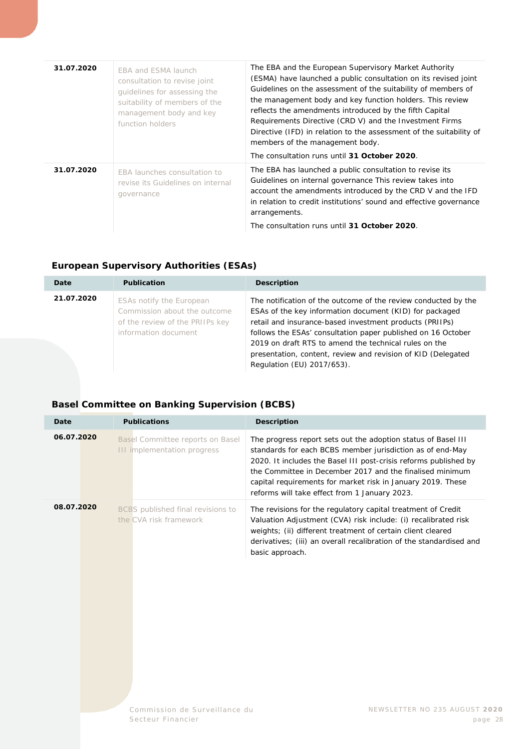| | | |
|---|---|---|
| **31.07.2020** | EBA and ESMA launch consultation to revise joint guidelines for assessing the suitability of members of the management body and key function holders | The EBA and the European Supervisory Market Authority (ESMA) have launched a public consultation on its revised joint Guidelines on the assessment of the suitability of members of the management body and key function holders. This review reflects the amendments introduced by the fifth Capital Requirements Directive (CRD V) and the Investment Firms Directive (IFD) in relation to the assessment of the suitability of members of the management body.<br><br>The consultation runs until **31 October 2020**. |
| **31.07.2020** | EBA launches consultation to revise its Guidelines on internal governance | The EBA has launched a public consultation to revise its Guidelines on internal governance This review takes into account the amendments introduced by the CRD V and the IFD in relation to credit institutions' sound and effective governance arrangements.<br><br>The consultation runs until **31 October 2020**. |

### European Supervisory Authorities (ESAs)

| Date | Publication | Description |
|---|---|---|
| **21.07.2020** | ESAs notify the European Commission about the outcome of the review of the PRIIPs key information document | The notification of the outcome of the review conducted by the ESAs of the key information document (KID) for packaged retail and insurance-based investment products (PRIIPs) follows the ESAs' consultation paper published on 16 October 2019 on draft RTS to amend the technical rules on the presentation, content, review and revision of KID (Delegated Regulation (EU) 2017/653). |

### Basel Committee on Banking Supervision (BCBS)

| Date | Publications | Description |
|---|---|---|
| **06.07.2020** | Basel Committee reports on Basel III implementation progress | The progress report sets out the adoption status of Basel III standards for each BCBS member jurisdiction as of end-May 2020. It includes the Basel III post-crisis reforms published by the Committee in December 2017 and the finalised minimum capital requirements for market risk in January 2019. These reforms will take effect from 1 January 2023. |
| **08.07.2020** | BCBS published final revisions to the CVA risk framework | The revisions for the regulatory capital treatment of Credit Valuation Adjustment (CVA) risk include: (i) recalibrated risk weights; (ii) different treatment of certain client cleared derivatives; (iii) an overall recalibration of the standardised and basic approach. |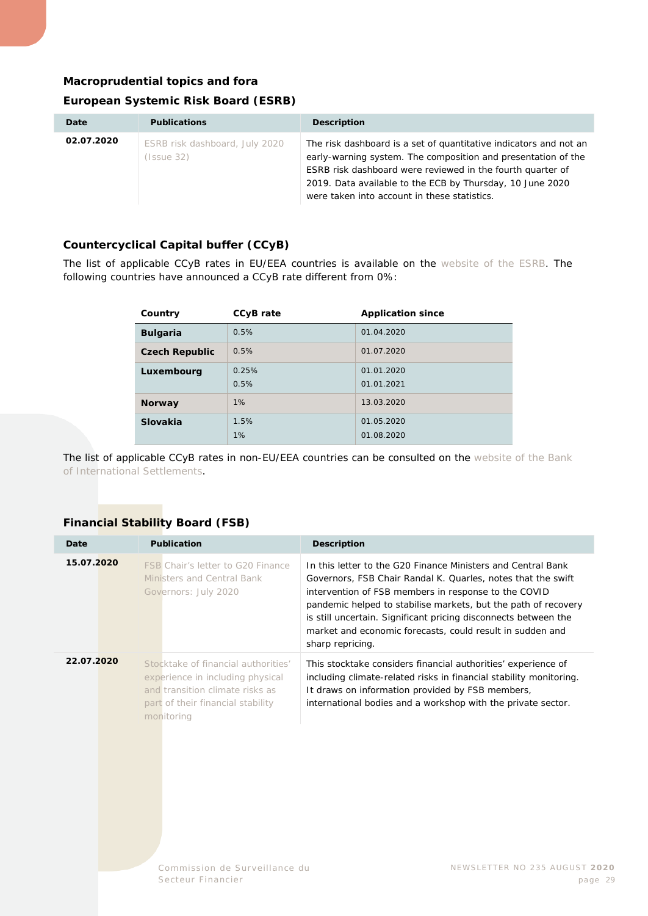### Macroprudential topics and fora

#### European Systemic Risk Board (ESRB)

| Date | Publications | Description |
|---|---|---|
| **02.07.2020** | ESRB risk dashboard, July 2020 (Issue 32) | The risk dashboard is a set of quantitative indicators and not an early-warning system. The composition and presentation of the ESRB risk dashboard were reviewed in the fourth quarter of 2019. Data available to the ECB by Thursday, 10 June 2020 were taken into account in these statistics. |

#### Countercyclical Capital buffer (CCyB)

The list of applicable CCyB rates in EU/EEA countries is available on the website of the ESRB. The following countries have announced a CCyB rate different from 0%:

| Country | CCyB rate | Application since |
|---|---|---|
| **Bulgaria** | 0.5% | 01.04.2020 |
| **Czech Republic** | 0.5% | 01.07.2020 |
| **Luxembourg** | 0.25%<br>0.5% | 01.01.2020<br>01.01.2021 |
| **Norway** | 1% | 13.03.2020 |
| **Slovakia** | 1.5%<br>1% | 01.05.2020<br>01.08.2020 |

The list of applicable CCyB rates in non-EU/EEA countries can be consulted on the website of the Bank of International Settlements.

#### Financial Stability Board (FSB)

| Date | Publication | Description |
|---|---|---|
| **15.07.2020** | FSB Chair's letter to G20 Finance Ministers and Central Bank Governors: July 2020 | In this letter to the G20 Finance Ministers and Central Bank Governors, FSB Chair Randal K. Quarles, notes that the swift intervention of FSB members in response to the COVID pandemic helped to stabilise markets, but the path of recovery is still uncertain. Significant pricing disconnects between the market and economic forecasts, could result in sudden and sharp repricing. |
| **22.07.2020** | Stocktake of financial authorities' experience in including physical and transition climate risks as part of their financial stability monitoring | This stocktake considers financial authorities' experience of including climate-related risks in financial stability monitoring. It draws on information provided by FSB members, international bodies and a workshop with the private sector. |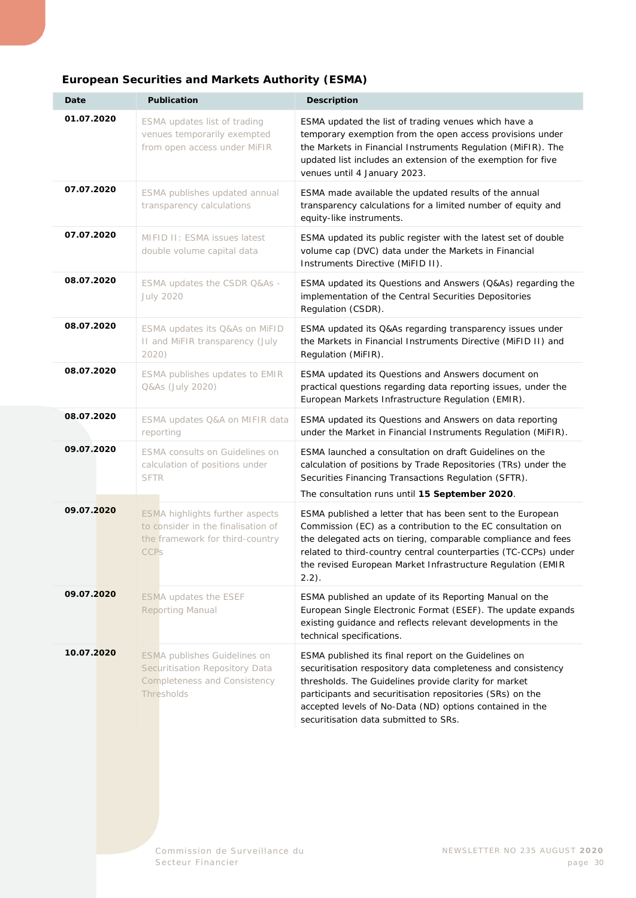### European Securities and Markets Authority (ESMA)

| Date | Publication | Description |
|---|---|---|
| 01.07.2020 | ESMA updates list of trading venues temporarily exempted from open access under MiFIR | ESMA updated the list of trading venues which have a temporary exemption from the open access provisions under the Markets in Financial Instruments Regulation (MiFIR). The updated list includes an extension of the exemption for five venues until 4 January 2023. |
| 07.07.2020 | ESMA publishes updated annual transparency calculations | ESMA made available the updated results of the annual transparency calculations for a limited number of equity and equity-like instruments. |
| 07.07.2020 | MIFID II: ESMA issues latest double volume capital data | ESMA updated its public register with the latest set of double volume cap (DVC) data under the Markets in Financial Instruments Directive (MiFID II). |
| 08.07.2020 | ESMA updates the CSDR Q&As - July 2020 | ESMA updated its Questions and Answers (Q&As) regarding the implementation of the Central Securities Depositories Regulation (CSDR). |
| 08.07.2020 | ESMA updates its Q&As on MiFID II and MiFIR transparency (July 2020) | ESMA updated its Q&As regarding transparency issues under the Markets in Financial Instruments Directive (MiFID II) and Regulation (MiFIR). |
| 08.07.2020 | ESMA publishes updates to EMIR Q&As (July 2020) | ESMA updated its Questions and Answers document on practical questions regarding data reporting issues, under the European Markets Infrastructure Regulation (EMIR). |
| 08.07.2020 | ESMA updates Q&A on MIFIR data reporting | ESMA updated its Questions and Answers on data reporting under the Market in Financial Instruments Regulation (MiFIR). |
| 09.07.2020 | ESMA consults on Guidelines on calculation of positions under SFTR | ESMA launched a consultation on draft Guidelines on the calculation of positions by Trade Repositories (TRs) under the Securities Financing Transactions Regulation (SFTR).<br><br>The consultation runs until **15 September 2020**. |
| 09.07.2020 | ESMA highlights further aspects to consider in the finalisation of the framework for third-country CCPs | ESMA published a letter that has been sent to the European Commission (EC) as a contribution to the EC consultation on the delegated acts on tiering, comparable compliance and fees related to third-country central counterparties (TC-CCPs) under the revised European Market Infrastructure Regulation (EMIR 2.2). |
| 09.07.2020 | ESMA updates the ESEF Reporting Manual | ESMA published an update of its Reporting Manual on the European Single Electronic Format (ESEF). The update expands existing guidance and reflects relevant developments in the technical specifications. |
| 10.07.2020 | ESMA publishes Guidelines on Securitisation Repository Data Completeness and Consistency Thresholds | ESMA published its final report on the Guidelines on securitisation respository data completeness and consistency thresholds. The Guidelines provide clarity for market participants and securitisation repositories (SRs) on the accepted levels of No-Data (ND) options contained in the securitisation data submitted to SRs. |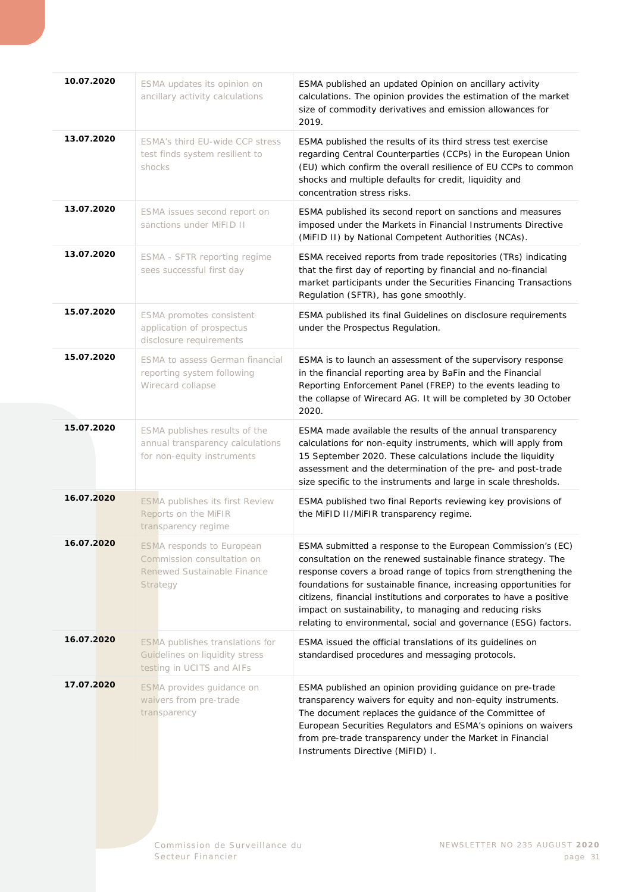| | | |
|---|---|---|
| **10.07.2020** | ESMA updates its opinion on ancillary activity calculations | ESMA published an updated Opinion on ancillary activity calculations. The opinion provides the estimation of the market size of commodity derivatives and emission allowances for 2019. |
| **13.07.2020** | ESMA's third EU-wide CCP stress test finds system resilient to shocks | ESMA published the results of its third stress test exercise regarding Central Counterparties (CCPs) in the European Union (EU) which confirm the overall resilience of EU CCPs to common shocks and multiple defaults for credit, liquidity and concentration stress risks. |
| **13.07.2020** | ESMA issues second report on sanctions under MiFID II | ESMA published its second report on sanctions and measures imposed under the Markets in Financial Instruments Directive (MiFID II) by National Competent Authorities (NCAs). |
| **13.07.2020** | ESMA - SFTR reporting regime sees successful first day | ESMA received reports from trade repositories (TRs) indicating that the first day of reporting by financial and no-financial market participants under the Securities Financing Transactions Regulation (SFTR), has gone smoothly. |
| **15.07.2020** | ESMA promotes consistent application of prospectus disclosure requirements | ESMA published its final Guidelines on disclosure requirements under the Prospectus Regulation. |
| **15.07.2020** | ESMA to assess German financial reporting system following Wirecard collapse | ESMA is to launch an assessment of the supervisory response in the financial reporting area by BaFin and the Financial Reporting Enforcement Panel (FREP) to the events leading to the collapse of Wirecard AG. It will be completed by 30 October 2020. |
| **15.07.2020** | ESMA publishes results of the annual transparency calculations for non-equity instruments | ESMA made available the results of the annual transparency calculations for non-equity instruments, which will apply from 15 September 2020. These calculations include the liquidity assessment and the determination of the pre- and post-trade size specific to the instruments and large in scale thresholds. |
| **16.07.2020** | ESMA publishes its first Review Reports on the MiFIR transparency regime | ESMA published two final Reports reviewing key provisions of the MiFID II/MiFIR transparency regime. |
| **16.07.2020** | ESMA responds to European Commission consultation on Renewed Sustainable Finance Strategy | ESMA submitted a response to the European Commission's (EC) consultation on the renewed sustainable finance strategy. The response covers a broad range of topics from strengthening the foundations for sustainable finance, increasing opportunities for citizens, financial institutions and corporates to have a positive impact on sustainability, to managing and reducing risks relating to environmental, social and governance (ESG) factors. |
| **16.07.2020** | ESMA publishes translations for Guidelines on liquidity stress testing in UCITS and AIFs | ESMA issued the official translations of its guidelines on standardised procedures and messaging protocols. |
| **17.07.2020** | ESMA provides guidance on waivers from pre-trade transparency | ESMA published an opinion providing guidance on pre-trade transparency waivers for equity and non-equity instruments. The document replaces the guidance of the Committee of European Securities Regulators and ESMA's opinions on waivers from pre-trade transparency under the Market in Financial Instruments Directive (MiFID) I. |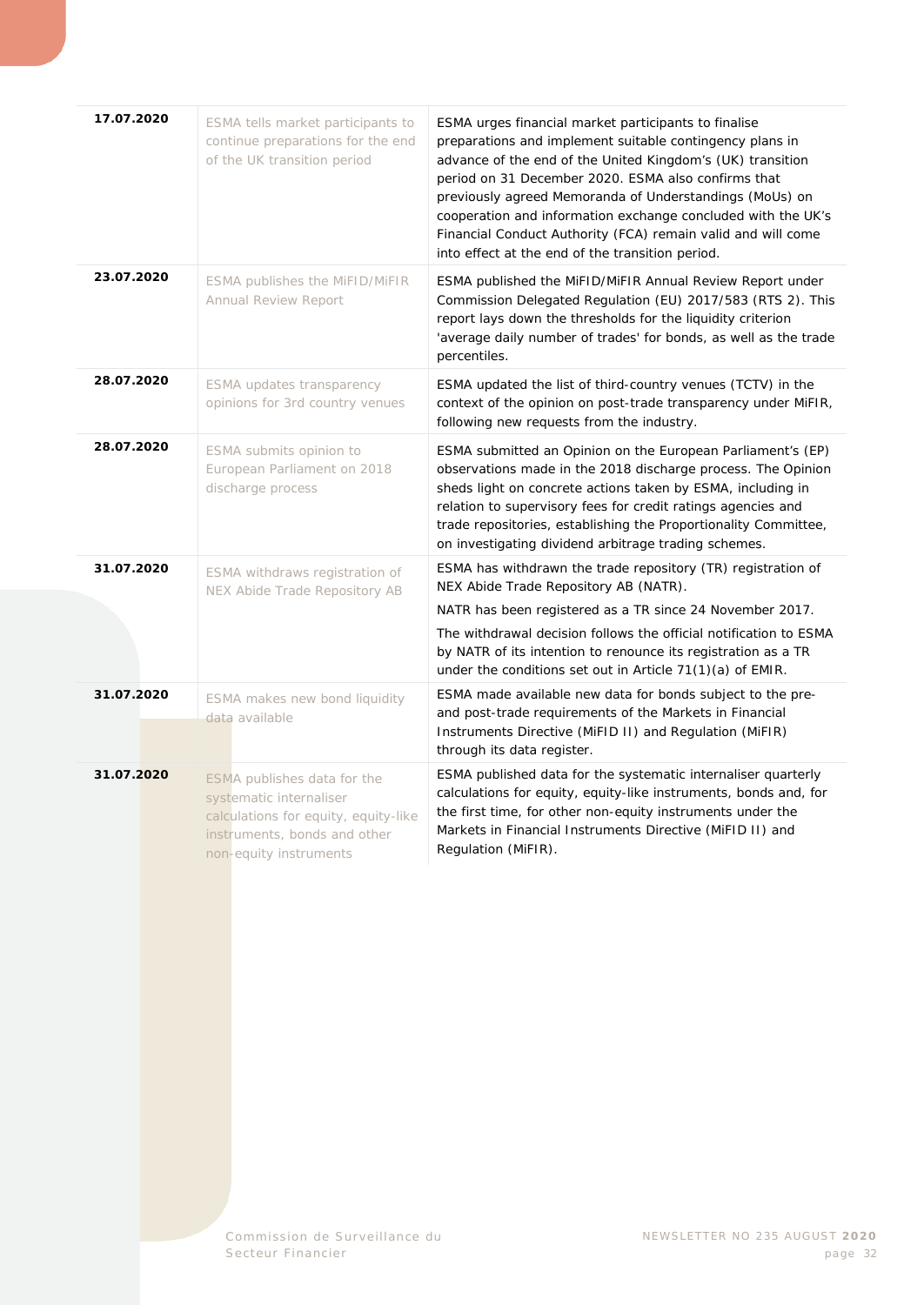| | | |
|---|---|---|
| **17.07.2020** | ESMA tells market participants to continue preparations for the end of the UK transition period | ESMA urges financial market participants to finalise preparations and implement suitable contingency plans in advance of the end of the United Kingdom's (UK) transition period on 31 December 2020. ESMA also confirms that previously agreed Memoranda of Understandings (MoUs) on cooperation and information exchange concluded with the UK's Financial Conduct Authority (FCA) remain valid and will come into effect at the end of the transition period. |
| **23.07.2020** | ESMA publishes the MiFID/MiFIR Annual Review Report | ESMA published the MiFID/MiFIR Annual Review Report under Commission Delegated Regulation (EU) 2017/583 (RTS 2). This report lays down the thresholds for the liquidity criterion 'average daily number of trades' for bonds, as well as the trade percentiles. |
| **28.07.2020** | ESMA updates transparency opinions for 3rd country venues | ESMA updated the list of third-country venues (TCTV) in the context of the opinion on post-trade transparency under MiFIR, following new requests from the industry. |
| **28.07.2020** | ESMA submits opinion to European Parliament on 2018 discharge process | ESMA submitted an Opinion on the European Parliament's (EP) observations made in the 2018 discharge process. The Opinion sheds light on concrete actions taken by ESMA, including in relation to supervisory fees for credit ratings agencies and trade repositories, establishing the Proportionality Committee, on investigating dividend arbitrage trading schemes. |
| **31.07.2020** | ESMA withdraws registration of NEX Abide Trade Repository AB | ESMA has withdrawn the trade repository (TR) registration of NEX Abide Trade Repository AB (NATR).<br><br>NATR has been registered as a TR since 24 November 2017.<br><br>The withdrawal decision follows the official notification to ESMA by NATR of its intention to renounce its registration as a TR under the conditions set out in Article 71(1)(a) of EMIR. |
| **31.07.2020** | ESMA makes new bond liquidity data available | ESMA made available new data for bonds subject to the pre- and post-trade requirements of the Markets in Financial Instruments Directive (MiFID II) and Regulation (MiFIR) through its data register. |
| **31.07.2020** | ESMA publishes data for the systematic internaliser calculations for equity, equity-like instruments, bonds and other non-equity instruments | ESMA published data for the systematic internaliser quarterly calculations for equity, equity-like instruments, bonds and, for the first time, for other non-equity instruments under the Markets in Financial Instruments Directive (MiFID II) and Regulation (MiFIR). |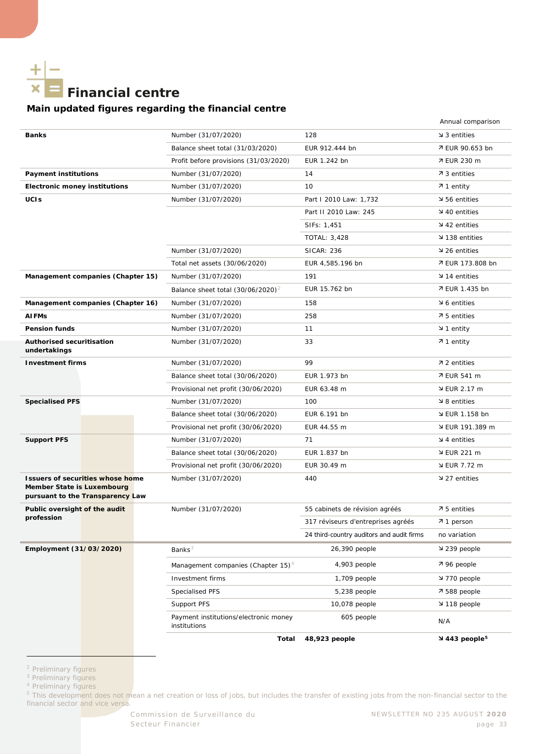# Financial centre

## Main updated figures regarding the financial centre

| | | | Annual comparison |
|---|---|---|---|
| **Banks** | Number (31/07/2020) | 128 | ↘ 3 entities |
| | Balance sheet total (31/03/2020) | EUR 912.444 bn | ↗ EUR 90.653 bn |
| | Profit before provisions (31/03/2020) | EUR 1.242 bn | ↗ EUR 230 m |
| **Payment institutions** | Number (31/07/2020) | 14 | ↗ 3 entities |
| **Electronic money institutions** | Number (31/07/2020) | 10 | ↗ 1 entity |
| **UCIs** | Number (31/07/2020) | Part I 2010 Law: 1,732 | ↘ 56 entities |
| | | Part II 2010 Law: 245 | ↘ 40 entities |
| | | SIFs: 1,451 | ↘ 42 entities |
| | | TOTAL: 3,428 | ↘ 138 entities |
| | Number (31/07/2020) | SICAR: 236 | ↘ 26 entities |
| | Total net assets (30/06/2020) | EUR 4,585.196 bn | ↗ EUR 173.808 bn |
| **Management companies (Chapter 15)** | Number (31/07/2020) | 191 | ↘ 14 entities |
| | Balance sheet total (30/06/2020)[2] | EUR 15.762 bn | ↗ EUR 1.435 bn |
| **Management companies (Chapter 16)** | Number (31/07/2020) | 158 | ↘ 6 entities |
| **AIFMs** | Number (31/07/2020) | 258 | ↗ 5 entities |
| **Pension funds** | Number (31/07/2020) | 11 | ↘ 1 entity |
| **Authorised securitisation undertakings** | Number (31/07/2020) | 33 | ↗ 1 entity |
| **Investment firms** | Number (31/07/2020) | 99 | ↗ 2 entities |
| | Balance sheet total (30/06/2020) | EUR 1.973 bn | ↗ EUR 541 m |
| | Provisional net profit (30/06/2020) | EUR 63.48 m | ↘ EUR 2.17 m |
| **Specialised PFS** | Number (31/07/2020) | 100 | ↘ 8 entities |
| | Balance sheet total (30/06/2020) | EUR 6.191 bn | ↘ EUR 1.158 bn |
| | Provisional net profit (30/06/2020) | EUR 44.55 m | ↘ EUR 191.389 m |
| **Support PFS** | Number (31/07/2020) | 71 | ↘ 4 entities |
| | Balance sheet total (30/06/2020) | EUR 1.837 bn | ↘ EUR 221 m |
| | Provisional net profit (30/06/2020) | EUR 30.49 m | ↘ EUR 7.72 m |
| **Issuers of securities whose home Member State is Luxembourg pursuant to the Transparency Law** | Number (31/07/2020) | 440 | ↘ 27 entities |
| **Public oversight of the audit profession** | Number (31/07/2020) | 55 cabinets de révision agréés | ↗ 5 entities |
| | | 317 réviseurs d'entreprises agréés | ↗ 1 person |
| | | 24 third-country auditors and audit firms | no variation |
| **Employment (31/03/2020)** | Banks[3] | 26,390 people | ↘ 239 people |
| | Management companies (Chapter 15)[4] | 4,903 people | ↗ 96 people |
| | Investment firms | 1,709 people | ↘ 770 people |
| | Specialised PFS | 5,238 people | ↗ 588 people |
| | Support PFS | 10,078 people | ↘ 118 people |
| | Payment institutions/electronic money institutions | 605 people | N/A |
| | **Total** | **48,923 people** | **↘ 443 people[5]** |

[2] Preliminary figures

[3] Preliminary figures

[4] Preliminary figures

[5] This development does not mean a net creation or loss of jobs, but includes the transfer of existing jobs from the non-financial sector to the financial sector and vice versa.